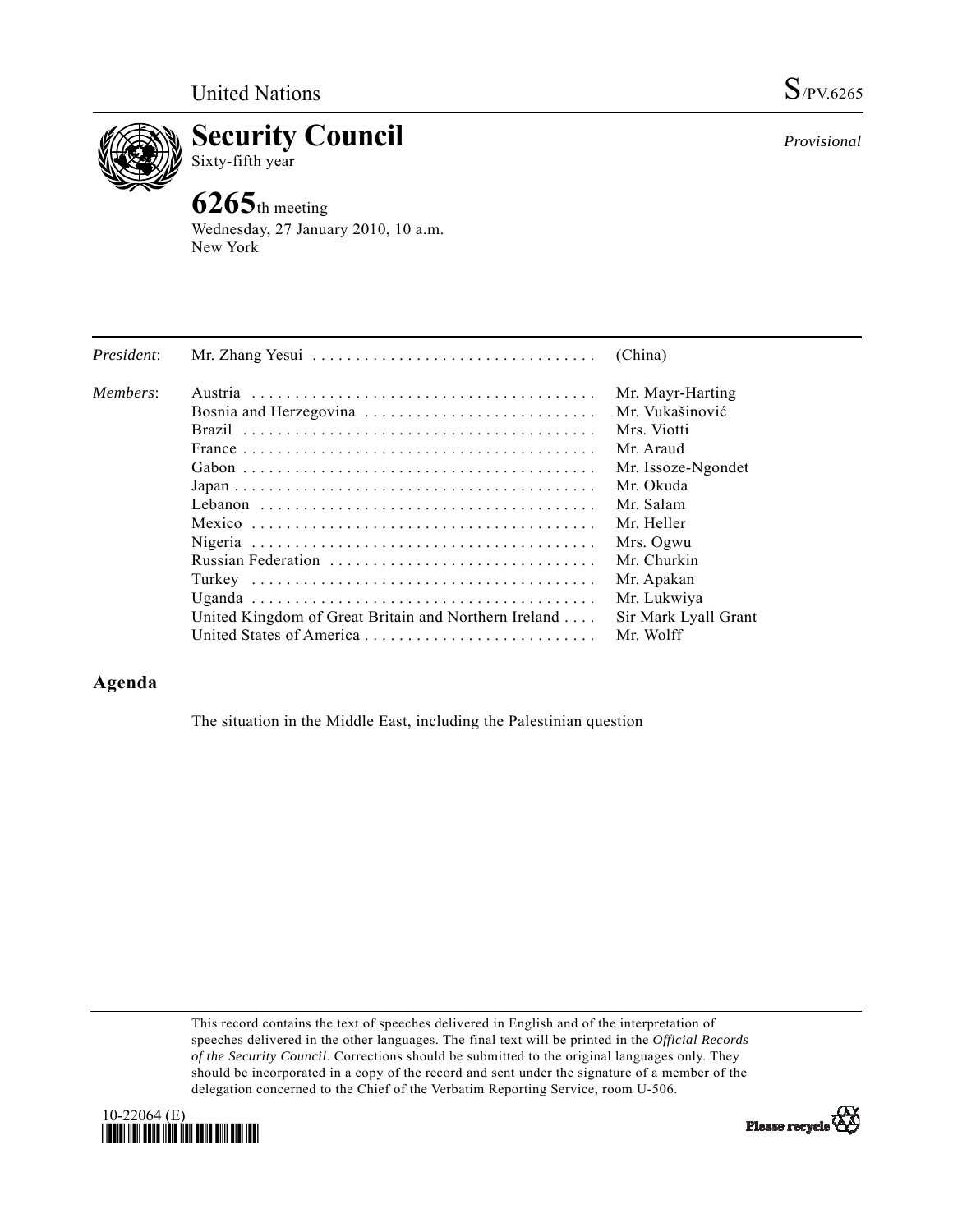United Nations S/PV.6265

# Security Council

Sixty-fifth year

*Provisional*

## 6265th meeting

Wednesday, 27 January 2010, 10 a.m.
New York

| | | |
|---|---|---|
| *President*: | Mr. Zhang Yesui | (China) |
| *Members*: | Austria | Mr. Mayr-Harting |
| | Bosnia and Herzegovina | Mr. Vukašinović |
| | Brazil | Mrs. Viotti |
| | France | Mr. Araud |
| | Gabon | Mr. Issoze-Ngondet |
| | Japan | Mr. Okuda |
| | Lebanon | Mr. Salam |
| | Mexico | Mr. Heller |
| | Nigeria | Mrs. Ogwu |
| | Russian Federation | Mr. Churkin |
| | Turkey | Mr. Apakan |
| | Uganda | Mr. Lukwiya |
| | United Kingdom of Great Britain and Northern Ireland | Sir Mark Lyall Grant |
| | United States of America | Mr. Wolff |

## Agenda

The situation in the Middle East, including the Palestinian question

This record contains the text of speeches delivered in English and of the interpretation of speeches delivered in the other languages. The final text will be printed in the *Official Records of the Security Council*. Corrections should be submitted to the original languages only. They should be incorporated in a copy of the record and sent under the signature of a member of the delegation concerned to the Chief of the Verbatim Reporting Service, room U-506.

10-22064 (E)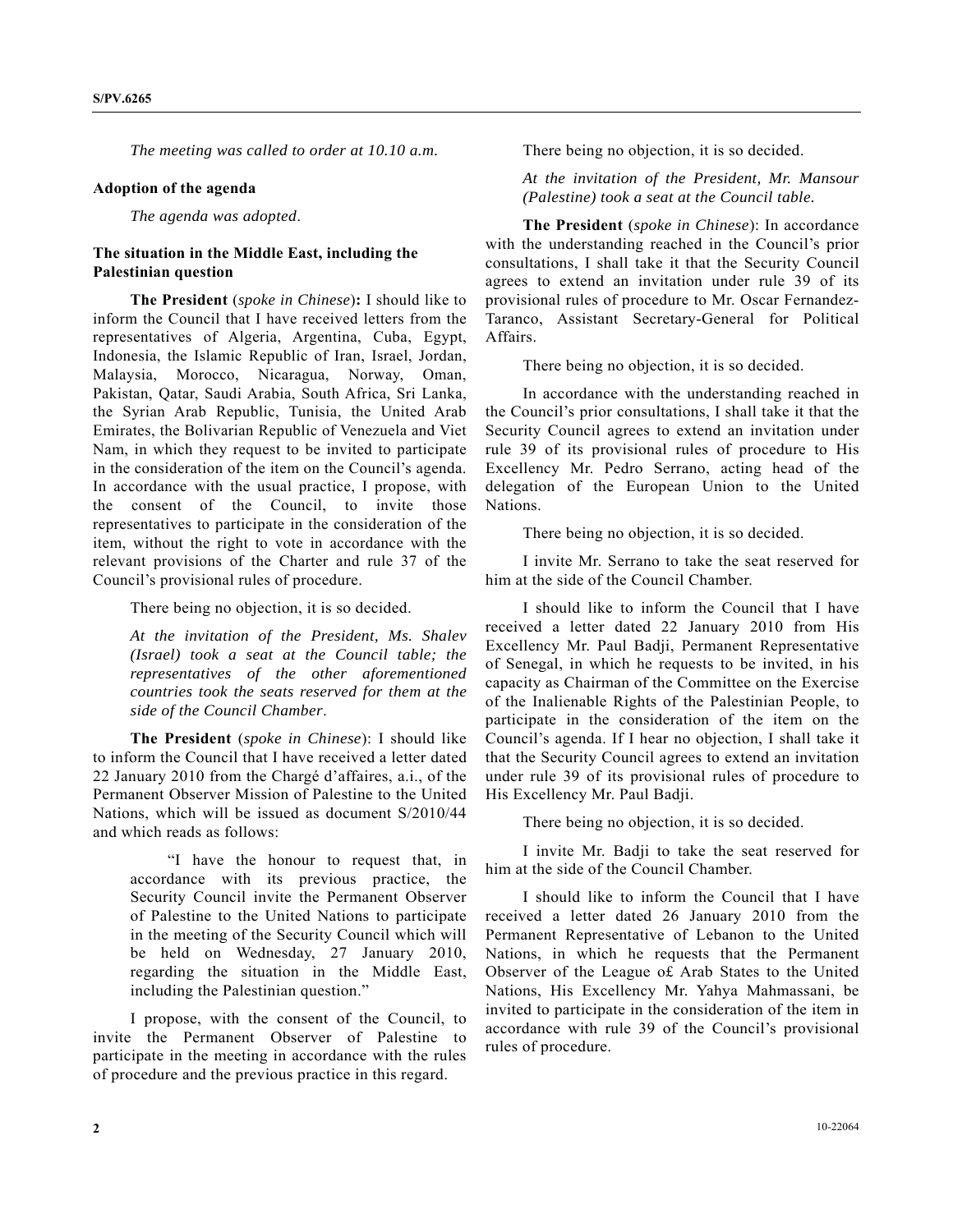*The meeting was called to order at 10.10 a.m.*

**Adoption of the agenda**

*The agenda was adopted*.

**The situation in the Middle East, including the Palestinian question**

**The President** (*spoke in Chinese*)**:** I should like to inform the Council that I have received letters from the representatives of Algeria, Argentina, Cuba, Egypt, Indonesia, the Islamic Republic of Iran, Israel, Jordan, Malaysia, Morocco, Nicaragua, Norway, Oman, Pakistan, Qatar, Saudi Arabia, South Africa, Sri Lanka, the Syrian Arab Republic, Tunisia, the United Arab Emirates, the Bolivarian Republic of Venezuela and Viet Nam, in which they request to be invited to participate in the consideration of the item on the Council's agenda. In accordance with the usual practice, I propose, with the consent of the Council, to invite those representatives to participate in the consideration of the item, without the right to vote in accordance with the relevant provisions of the Charter and rule 37 of the Council's provisional rules of procedure.

There being no objection, it is so decided.

*At the invitation of the President, Ms. Shalev (Israel) took a seat at the Council table; the representatives of the other aforementioned countries took the seats reserved for them at the side of the Council Chamber*.

**The President** (*spoke in Chinese*): I should like to inform the Council that I have received a letter dated 22 January 2010 from the Chargé d'affaires, a.i., of the Permanent Observer Mission of Palestine to the United Nations, which will be issued as document S/2010/44 and which reads as follows:

> "I have the honour to request that, in accordance with its previous practice, the Security Council invite the Permanent Observer of Palestine to the United Nations to participate in the meeting of the Security Council which will be held on Wednesday, 27 January 2010, regarding the situation in the Middle East, including the Palestinian question."

I propose, with the consent of the Council, to invite the Permanent Observer of Palestine to participate in the meeting in accordance with the rules of procedure and the previous practice in this regard.

There being no objection, it is so decided.

*At the invitation of the President, Mr. Mansour (Palestine) took a seat at the Council table.*

**The President** (*spoke in Chinese*): In accordance with the understanding reached in the Council's prior consultations, I shall take it that the Security Council agrees to extend an invitation under rule 39 of its provisional rules of procedure to Mr. Oscar Fernandez-Taranco, Assistant Secretary-General for Political Affairs.

There being no objection, it is so decided.

In accordance with the understanding reached in the Council's prior consultations, I shall take it that the Security Council agrees to extend an invitation under rule 39 of its provisional rules of procedure to His Excellency Mr. Pedro Serrano, acting head of the delegation of the European Union to the United Nations.

There being no objection, it is so decided.

I invite Mr. Serrano to take the seat reserved for him at the side of the Council Chamber.

I should like to inform the Council that I have received a letter dated 22 January 2010 from His Excellency Mr. Paul Badji, Permanent Representative of Senegal, in which he requests to be invited, in his capacity as Chairman of the Committee on the Exercise of the Inalienable Rights of the Palestinian People, to participate in the consideration of the item on the Council's agenda. If I hear no objection, I shall take it that the Security Council agrees to extend an invitation under rule 39 of its provisional rules of procedure to His Excellency Mr. Paul Badji.

There being no objection, it is so decided.

I invite Mr. Badji to take the seat reserved for him at the side of the Council Chamber.

I should like to inform the Council that I have received a letter dated 26 January 2010 from the Permanent Representative of Lebanon to the United Nations, in which he requests that the Permanent Observer of the League o£ Arab States to the United Nations, His Excellency Mr. Yahya Mahmassani, be invited to participate in the consideration of the item in accordance with rule 39 of the Council's provisional rules of procedure.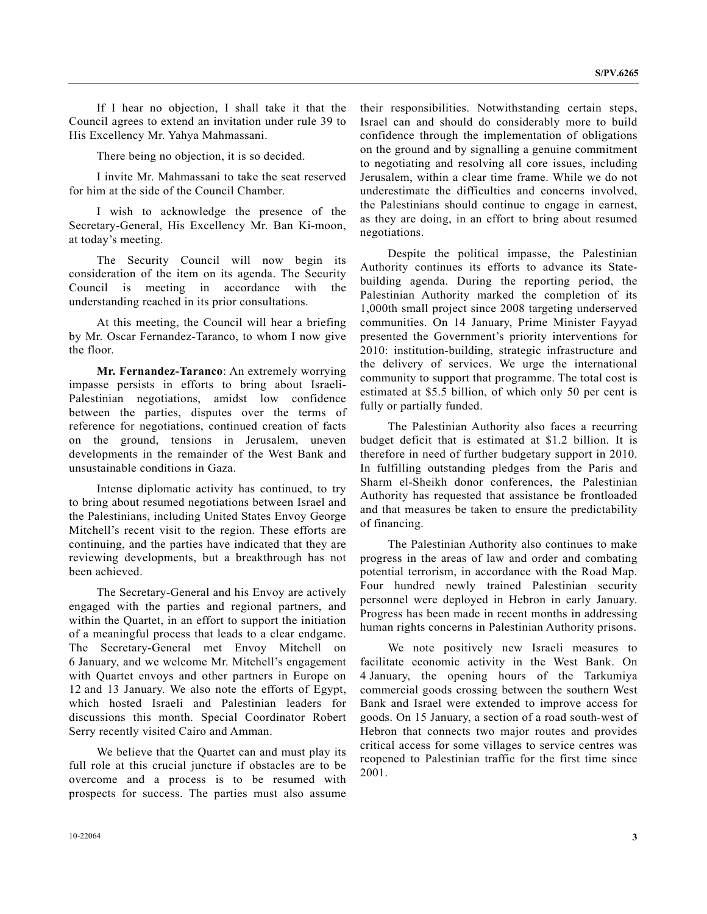If I hear no objection, I shall take it that the Council agrees to extend an invitation under rule 39 to His Excellency Mr. Yahya Mahmassani.

There being no objection, it is so decided.

I invite Mr. Mahmassani to take the seat reserved for him at the side of the Council Chamber.

I wish to acknowledge the presence of the Secretary-General, His Excellency Mr. Ban Ki-moon, at today's meeting.

The Security Council will now begin its consideration of the item on its agenda. The Security Council is meeting in accordance with the understanding reached in its prior consultations.

At this meeting, the Council will hear a briefing by Mr. Oscar Fernandez-Taranco, to whom I now give the floor.

**Mr. Fernandez-Taranco**: An extremely worrying impasse persists in efforts to bring about Israeli-Palestinian negotiations, amidst low confidence between the parties, disputes over the terms of reference for negotiations, continued creation of facts on the ground, tensions in Jerusalem, uneven developments in the remainder of the West Bank and unsustainable conditions in Gaza.

Intense diplomatic activity has continued, to try to bring about resumed negotiations between Israel and the Palestinians, including United States Envoy George Mitchell's recent visit to the region. These efforts are continuing, and the parties have indicated that they are reviewing developments, but a breakthrough has not been achieved.

The Secretary-General and his Envoy are actively engaged with the parties and regional partners, and within the Quartet, in an effort to support the initiation of a meaningful process that leads to a clear endgame. The Secretary-General met Envoy Mitchell on 6 January, and we welcome Mr. Mitchell's engagement with Quartet envoys and other partners in Europe on 12 and 13 January. We also note the efforts of Egypt, which hosted Israeli and Palestinian leaders for discussions this month. Special Coordinator Robert Serry recently visited Cairo and Amman.

We believe that the Quartet can and must play its full role at this crucial juncture if obstacles are to be overcome and a process is to be resumed with prospects for success. The parties must also assume their responsibilities. Notwithstanding certain steps, Israel can and should do considerably more to build confidence through the implementation of obligations on the ground and by signalling a genuine commitment to negotiating and resolving all core issues, including Jerusalem, within a clear time frame. While we do not underestimate the difficulties and concerns involved, the Palestinians should continue to engage in earnest, as they are doing, in an effort to bring about resumed negotiations.

Despite the political impasse, the Palestinian Authority continues its efforts to advance its State-building agenda. During the reporting period, the Palestinian Authority marked the completion of its 1,000th small project since 2008 targeting underserved communities. On 14 January, Prime Minister Fayyad presented the Government's priority interventions for 2010: institution-building, strategic infrastructure and the delivery of services. We urge the international community to support that programme. The total cost is estimated at $5.5 billion, of which only 50 per cent is fully or partially funded.

The Palestinian Authority also faces a recurring budget deficit that is estimated at $1.2 billion. It is therefore in need of further budgetary support in 2010. In fulfilling outstanding pledges from the Paris and Sharm el-Sheikh donor conferences, the Palestinian Authority has requested that assistance be frontloaded and that measures be taken to ensure the predictability of financing.

The Palestinian Authority also continues to make progress in the areas of law and order and combating potential terrorism, in accordance with the Road Map. Four hundred newly trained Palestinian security personnel were deployed in Hebron in early January. Progress has been made in recent months in addressing human rights concerns in Palestinian Authority prisons.

We note positively new Israeli measures to facilitate economic activity in the West Bank. On 4 January, the opening hours of the Tarkumiya commercial goods crossing between the southern West Bank and Israel were extended to improve access for goods. On 15 January, a section of a road south-west of Hebron that connects two major routes and provides critical access for some villages to service centres was reopened to Palestinian traffic for the first time since 2001.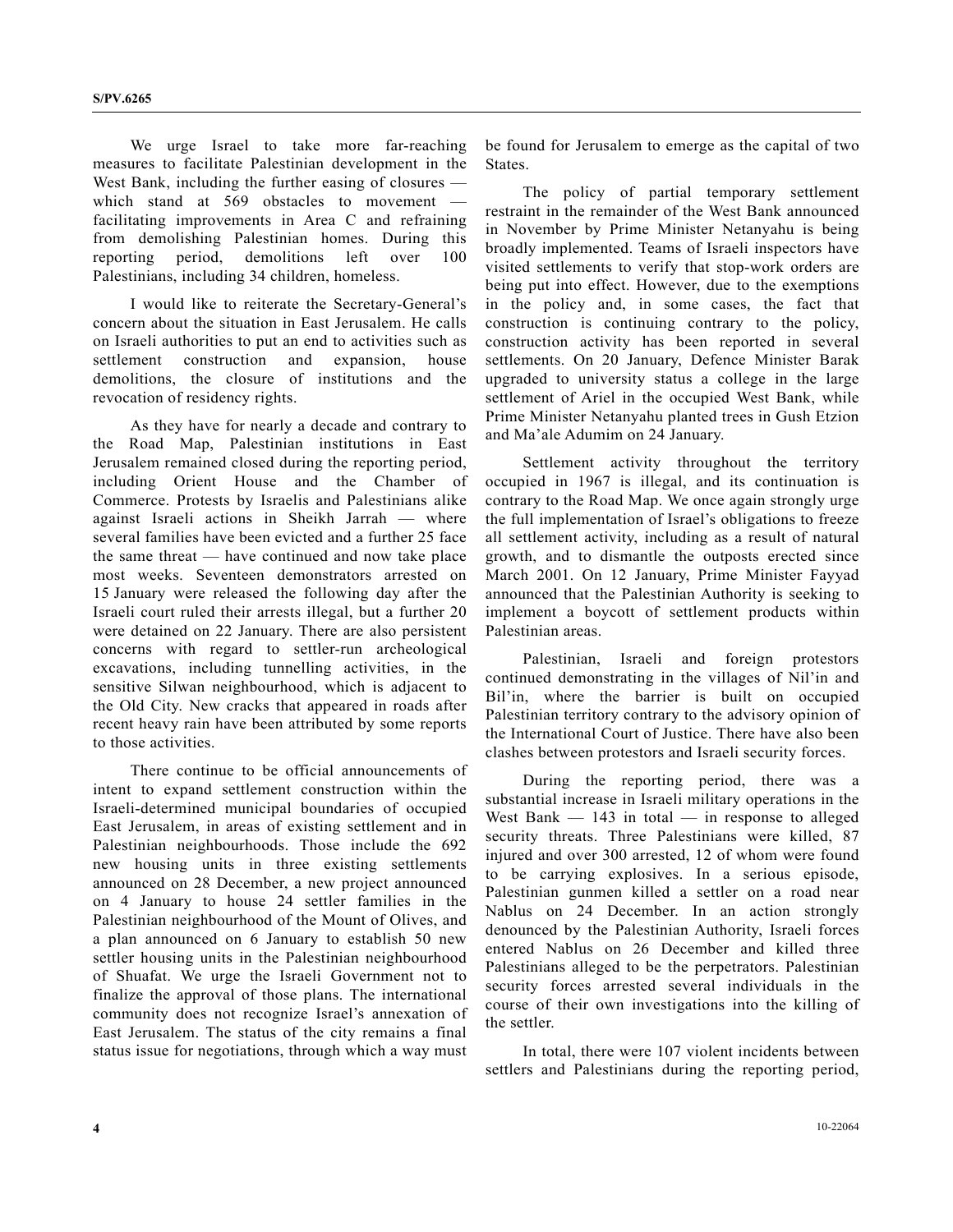We urge Israel to take more far-reaching measures to facilitate Palestinian development in the West Bank, including the further easing of closures — which stand at 569 obstacles to movement — facilitating improvements in Area C and refraining from demolishing Palestinian homes. During this reporting period, demolitions left over 100 Palestinians, including 34 children, homeless.

I would like to reiterate the Secretary-General's concern about the situation in East Jerusalem. He calls on Israeli authorities to put an end to activities such as settlement construction and expansion, house demolitions, the closure of institutions and the revocation of residency rights.

As they have for nearly a decade and contrary to the Road Map, Palestinian institutions in East Jerusalem remained closed during the reporting period, including Orient House and the Chamber of Commerce. Protests by Israelis and Palestinians alike against Israeli actions in Sheikh Jarrah — where several families have been evicted and a further 25 face the same threat — have continued and now take place most weeks. Seventeen demonstrators arrested on 15 January were released the following day after the Israeli court ruled their arrests illegal, but a further 20 were detained on 22 January. There are also persistent concerns with regard to settler-run archeological excavations, including tunnelling activities, in the sensitive Silwan neighbourhood, which is adjacent to the Old City. New cracks that appeared in roads after recent heavy rain have been attributed by some reports to those activities.

There continue to be official announcements of intent to expand settlement construction within the Israeli-determined municipal boundaries of occupied East Jerusalem, in areas of existing settlement and in Palestinian neighbourhoods. Those include the 692 new housing units in three existing settlements announced on 28 December, a new project announced on 4 January to house 24 settler families in the Palestinian neighbourhood of the Mount of Olives, and a plan announced on 6 January to establish 50 new settler housing units in the Palestinian neighbourhood of Shuafat. We urge the Israeli Government not to finalize the approval of those plans. The international community does not recognize Israel's annexation of East Jerusalem. The status of the city remains a final status issue for negotiations, through which a way must be found for Jerusalem to emerge as the capital of two States.

The policy of partial temporary settlement restraint in the remainder of the West Bank announced in November by Prime Minister Netanyahu is being broadly implemented. Teams of Israeli inspectors have visited settlements to verify that stop-work orders are being put into effect. However, due to the exemptions in the policy and, in some cases, the fact that construction is continuing contrary to the policy, construction activity has been reported in several settlements. On 20 January, Defence Minister Barak upgraded to university status a college in the large settlement of Ariel in the occupied West Bank, while Prime Minister Netanyahu planted trees in Gush Etzion and Ma'ale Adumim on 24 January.

Settlement activity throughout the territory occupied in 1967 is illegal, and its continuation is contrary to the Road Map. We once again strongly urge the full implementation of Israel's obligations to freeze all settlement activity, including as a result of natural growth, and to dismantle the outposts erected since March 2001. On 12 January, Prime Minister Fayyad announced that the Palestinian Authority is seeking to implement a boycott of settlement products within Palestinian areas.

Palestinian, Israeli and foreign protestors continued demonstrating in the villages of Nil'in and Bil'in, where the barrier is built on occupied Palestinian territory contrary to the advisory opinion of the International Court of Justice. There have also been clashes between protestors and Israeli security forces.

During the reporting period, there was a substantial increase in Israeli military operations in the West Bank — 143 in total — in response to alleged security threats. Three Palestinians were killed, 87 injured and over 300 arrested, 12 of whom were found to be carrying explosives. In a serious episode, Palestinian gunmen killed a settler on a road near Nablus on 24 December. In an action strongly denounced by the Palestinian Authority, Israeli forces entered Nablus on 26 December and killed three Palestinians alleged to be the perpetrators. Palestinian security forces arrested several individuals in the course of their own investigations into the killing of the settler.

In total, there were 107 violent incidents between settlers and Palestinians during the reporting period,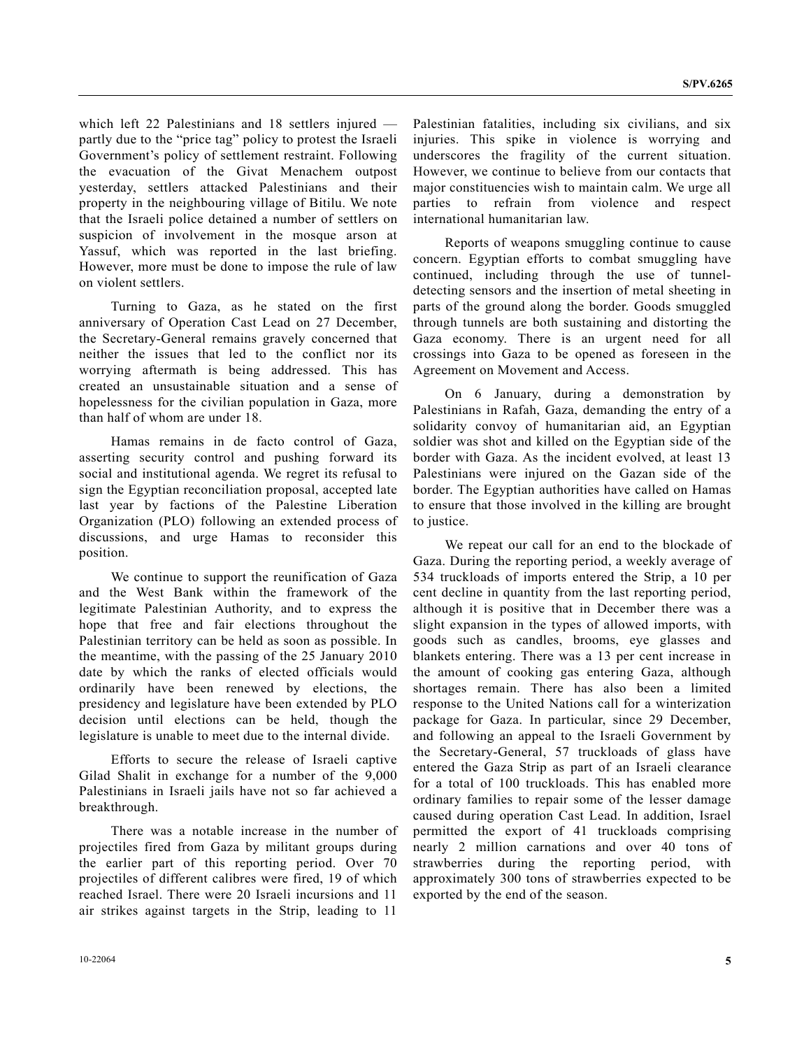which left 22 Palestinians and 18 settlers injured — partly due to the "price tag" policy to protest the Israeli Government's policy of settlement restraint. Following the evacuation of the Givat Menachem outpost yesterday, settlers attacked Palestinians and their property in the neighbouring village of Bitilu. We note that the Israeli police detained a number of settlers on suspicion of involvement in the mosque arson at Yassuf, which was reported in the last briefing. However, more must be done to impose the rule of law on violent settlers.

Turning to Gaza, as he stated on the first anniversary of Operation Cast Lead on 27 December, the Secretary-General remains gravely concerned that neither the issues that led to the conflict nor its worrying aftermath is being addressed. This has created an unsustainable situation and a sense of hopelessness for the civilian population in Gaza, more than half of whom are under 18.

Hamas remains in de facto control of Gaza, asserting security control and pushing forward its social and institutional agenda. We regret its refusal to sign the Egyptian reconciliation proposal, accepted late last year by factions of the Palestine Liberation Organization (PLO) following an extended process of discussions, and urge Hamas to reconsider this position.

We continue to support the reunification of Gaza and the West Bank within the framework of the legitimate Palestinian Authority, and to express the hope that free and fair elections throughout the Palestinian territory can be held as soon as possible. In the meantime, with the passing of the 25 January 2010 date by which the ranks of elected officials would ordinarily have been renewed by elections, the presidency and legislature have been extended by PLO decision until elections can be held, though the legislature is unable to meet due to the internal divide.

Efforts to secure the release of Israeli captive Gilad Shalit in exchange for a number of the 9,000 Palestinians in Israeli jails have not so far achieved a breakthrough.

There was a notable increase in the number of projectiles fired from Gaza by militant groups during the earlier part of this reporting period. Over 70 projectiles of different calibres were fired, 19 of which reached Israel. There were 20 Israeli incursions and 11 air strikes against targets in the Strip, leading to 11 Palestinian fatalities, including six civilians, and six injuries. This spike in violence is worrying and underscores the fragility of the current situation. However, we continue to believe from our contacts that major constituencies wish to maintain calm. We urge all parties to refrain from violence and respect international humanitarian law.

Reports of weapons smuggling continue to cause concern. Egyptian efforts to combat smuggling have continued, including through the use of tunnel-detecting sensors and the insertion of metal sheeting in parts of the ground along the border. Goods smuggled through tunnels are both sustaining and distorting the Gaza economy. There is an urgent need for all crossings into Gaza to be opened as foreseen in the Agreement on Movement and Access.

On 6 January, during a demonstration by Palestinians in Rafah, Gaza, demanding the entry of a solidarity convoy of humanitarian aid, an Egyptian soldier was shot and killed on the Egyptian side of the border with Gaza. As the incident evolved, at least 13 Palestinians were injured on the Gazan side of the border. The Egyptian authorities have called on Hamas to ensure that those involved in the killing are brought to justice.

We repeat our call for an end to the blockade of Gaza. During the reporting period, a weekly average of 534 truckloads of imports entered the Strip, a 10 per cent decline in quantity from the last reporting period, although it is positive that in December there was a slight expansion in the types of allowed imports, with goods such as candles, brooms, eye glasses and blankets entering. There was a 13 per cent increase in the amount of cooking gas entering Gaza, although shortages remain. There has also been a limited response to the United Nations call for a winterization package for Gaza. In particular, since 29 December, and following an appeal to the Israeli Government by the Secretary-General, 57 truckloads of glass have entered the Gaza Strip as part of an Israeli clearance for a total of 100 truckloads. This has enabled more ordinary families to repair some of the lesser damage caused during operation Cast Lead. In addition, Israel permitted the export of 41 truckloads comprising nearly 2 million carnations and over 40 tons of strawberries during the reporting period, with approximately 300 tons of strawberries expected to be exported by the end of the season.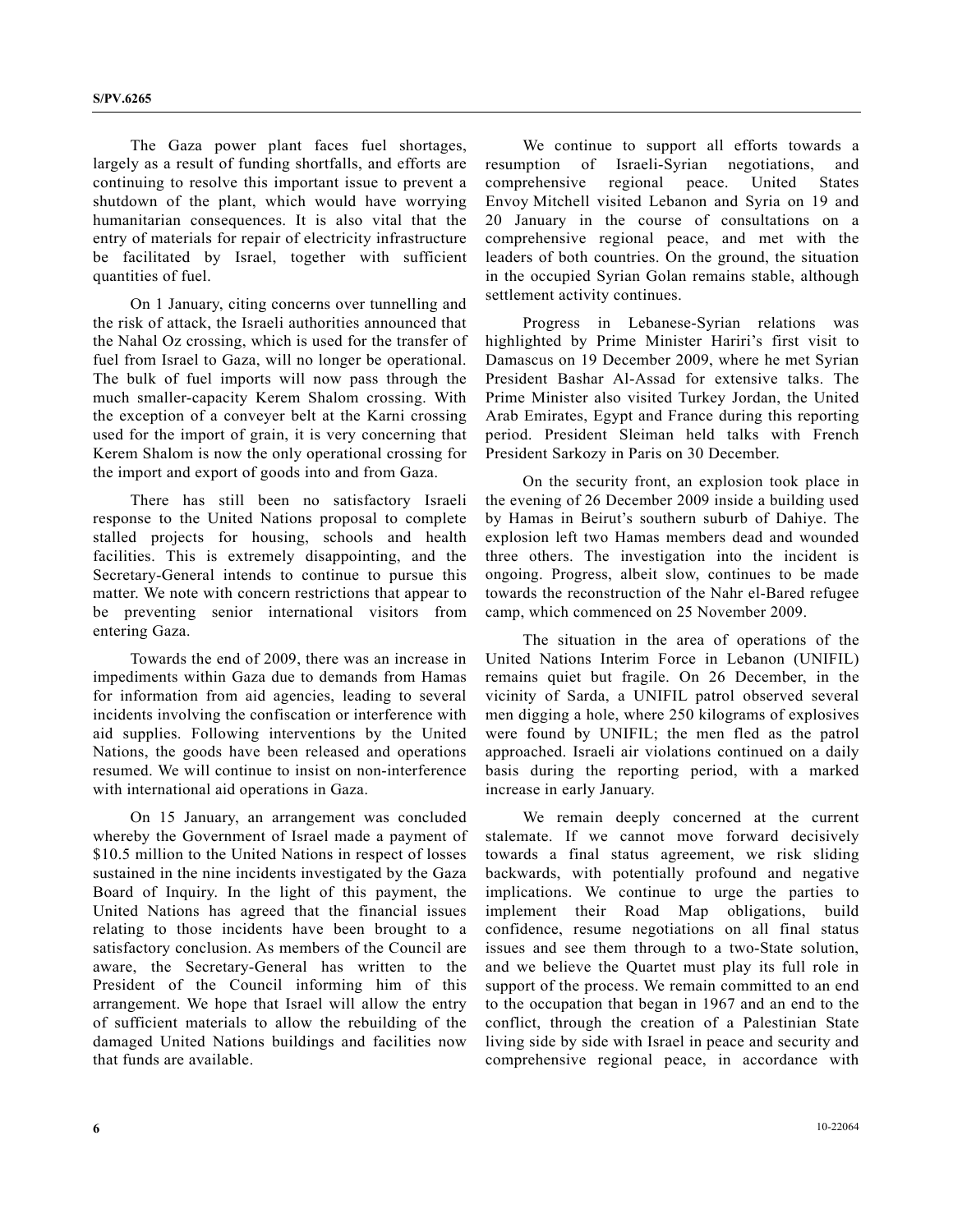The Gaza power plant faces fuel shortages, largely as a result of funding shortfalls, and efforts are continuing to resolve this important issue to prevent a shutdown of the plant, which would have worrying humanitarian consequences. It is also vital that the entry of materials for repair of electricity infrastructure be facilitated by Israel, together with sufficient quantities of fuel.

On 1 January, citing concerns over tunnelling and the risk of attack, the Israeli authorities announced that the Nahal Oz crossing, which is used for the transfer of fuel from Israel to Gaza, will no longer be operational. The bulk of fuel imports will now pass through the much smaller-capacity Kerem Shalom crossing. With the exception of a conveyer belt at the Karni crossing used for the import of grain, it is very concerning that Kerem Shalom is now the only operational crossing for the import and export of goods into and from Gaza.

There has still been no satisfactory Israeli response to the United Nations proposal to complete stalled projects for housing, schools and health facilities. This is extremely disappointing, and the Secretary-General intends to continue to pursue this matter. We note with concern restrictions that appear to be preventing senior international visitors from entering Gaza.

Towards the end of 2009, there was an increase in impediments within Gaza due to demands from Hamas for information from aid agencies, leading to several incidents involving the confiscation or interference with aid supplies. Following interventions by the United Nations, the goods have been released and operations resumed. We will continue to insist on non-interference with international aid operations in Gaza.

On 15 January, an arrangement was concluded whereby the Government of Israel made a payment of $10.5 million to the United Nations in respect of losses sustained in the nine incidents investigated by the Gaza Board of Inquiry. In the light of this payment, the United Nations has agreed that the financial issues relating to those incidents have been brought to a satisfactory conclusion. As members of the Council are aware, the Secretary-General has written to the President of the Council informing him of this arrangement. We hope that Israel will allow the entry of sufficient materials to allow the rebuilding of the damaged United Nations buildings and facilities now that funds are available.

We continue to support all efforts towards a resumption of Israeli-Syrian negotiations, and comprehensive regional peace. United States Envoy Mitchell visited Lebanon and Syria on 19 and 20 January in the course of consultations on a comprehensive regional peace, and met with the leaders of both countries. On the ground, the situation in the occupied Syrian Golan remains stable, although settlement activity continues.

Progress in Lebanese-Syrian relations was highlighted by Prime Minister Hariri's first visit to Damascus on 19 December 2009, where he met Syrian President Bashar Al-Assad for extensive talks. The Prime Minister also visited Turkey Jordan, the United Arab Emirates, Egypt and France during this reporting period. President Sleiman held talks with French President Sarkozy in Paris on 30 December.

On the security front, an explosion took place in the evening of 26 December 2009 inside a building used by Hamas in Beirut's southern suburb of Dahiye. The explosion left two Hamas members dead and wounded three others. The investigation into the incident is ongoing. Progress, albeit slow, continues to be made towards the reconstruction of the Nahr el-Bared refugee camp, which commenced on 25 November 2009.

The situation in the area of operations of the United Nations Interim Force in Lebanon (UNIFIL) remains quiet but fragile. On 26 December, in the vicinity of Sarda, a UNIFIL patrol observed several men digging a hole, where 250 kilograms of explosives were found by UNIFIL; the men fled as the patrol approached. Israeli air violations continued on a daily basis during the reporting period, with a marked increase in early January.

We remain deeply concerned at the current stalemate. If we cannot move forward decisively towards a final status agreement, we risk sliding backwards, with potentially profound and negative implications. We continue to urge the parties to implement their Road Map obligations, build confidence, resume negotiations on all final status issues and see them through to a two-State solution, and we believe the Quartet must play its full role in support of the process. We remain committed to an end to the occupation that began in 1967 and an end to the conflict, through the creation of a Palestinian State living side by side with Israel in peace and security and comprehensive regional peace, in accordance with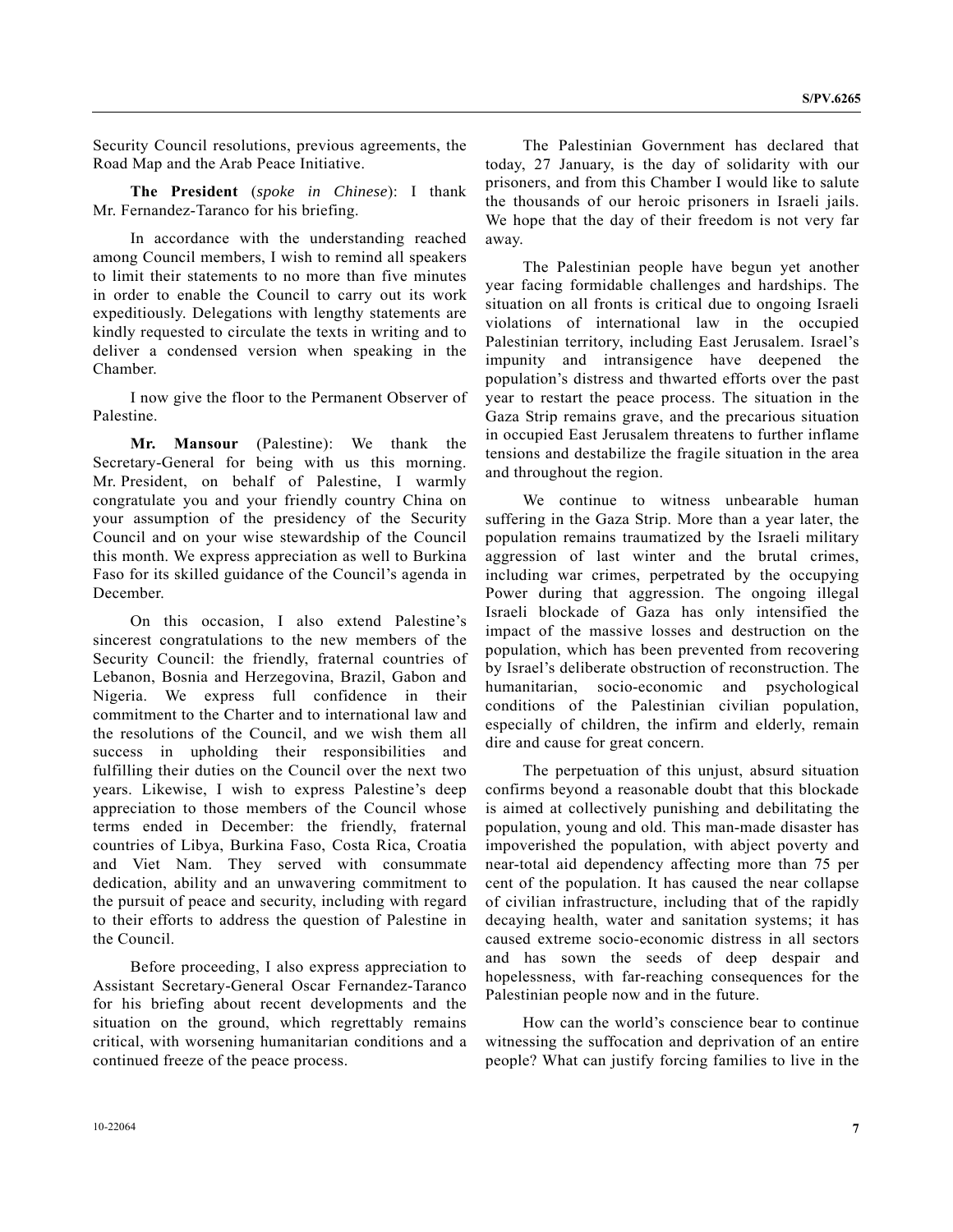Security Council resolutions, previous agreements, the Road Map and the Arab Peace Initiative.

**The President** (*spoke in Chinese*): I thank Mr. Fernandez-Taranco for his briefing.

In accordance with the understanding reached among Council members, I wish to remind all speakers to limit their statements to no more than five minutes in order to enable the Council to carry out its work expeditiously. Delegations with lengthy statements are kindly requested to circulate the texts in writing and to deliver a condensed version when speaking in the Chamber.

I now give the floor to the Permanent Observer of Palestine.

**Mr. Mansour** (Palestine): We thank the Secretary-General for being with us this morning. Mr. President, on behalf of Palestine, I warmly congratulate you and your friendly country China on your assumption of the presidency of the Security Council and on your wise stewardship of the Council this month. We express appreciation as well to Burkina Faso for its skilled guidance of the Council's agenda in December.

On this occasion, I also extend Palestine's sincerest congratulations to the new members of the Security Council: the friendly, fraternal countries of Lebanon, Bosnia and Herzegovina, Brazil, Gabon and Nigeria. We express full confidence in their commitment to the Charter and to international law and the resolutions of the Council, and we wish them all success in upholding their responsibilities and fulfilling their duties on the Council over the next two years. Likewise, I wish to express Palestine's deep appreciation to those members of the Council whose terms ended in December: the friendly, fraternal countries of Libya, Burkina Faso, Costa Rica, Croatia and Viet Nam. They served with consummate dedication, ability and an unwavering commitment to the pursuit of peace and security, including with regard to their efforts to address the question of Palestine in the Council.

Before proceeding, I also express appreciation to Assistant Secretary-General Oscar Fernandez-Taranco for his briefing about recent developments and the situation on the ground, which regrettably remains critical, with worsening humanitarian conditions and a continued freeze of the peace process.

The Palestinian Government has declared that today, 27 January, is the day of solidarity with our prisoners, and from this Chamber I would like to salute the thousands of our heroic prisoners in Israeli jails. We hope that the day of their freedom is not very far away.

The Palestinian people have begun yet another year facing formidable challenges and hardships. The situation on all fronts is critical due to ongoing Israeli violations of international law in the occupied Palestinian territory, including East Jerusalem. Israel's impunity and intransigence have deepened the population's distress and thwarted efforts over the past year to restart the peace process. The situation in the Gaza Strip remains grave, and the precarious situation in occupied East Jerusalem threatens to further inflame tensions and destabilize the fragile situation in the area and throughout the region.

We continue to witness unbearable human suffering in the Gaza Strip. More than a year later, the population remains traumatized by the Israeli military aggression of last winter and the brutal crimes, including war crimes, perpetrated by the occupying Power during that aggression. The ongoing illegal Israeli blockade of Gaza has only intensified the impact of the massive losses and destruction on the population, which has been prevented from recovering by Israel's deliberate obstruction of reconstruction. The humanitarian, socio-economic and psychological conditions of the Palestinian civilian population, especially of children, the infirm and elderly, remain dire and cause for great concern.

The perpetuation of this unjust, absurd situation confirms beyond a reasonable doubt that this blockade is aimed at collectively punishing and debilitating the population, young and old. This man-made disaster has impoverished the population, with abject poverty and near-total aid dependency affecting more than 75 per cent of the population. It has caused the near collapse of civilian infrastructure, including that of the rapidly decaying health, water and sanitation systems; it has caused extreme socio-economic distress in all sectors and has sown the seeds of deep despair and hopelessness, with far-reaching consequences for the Palestinian people now and in the future.

How can the world's conscience bear to continue witnessing the suffocation and deprivation of an entire people? What can justify forcing families to live in the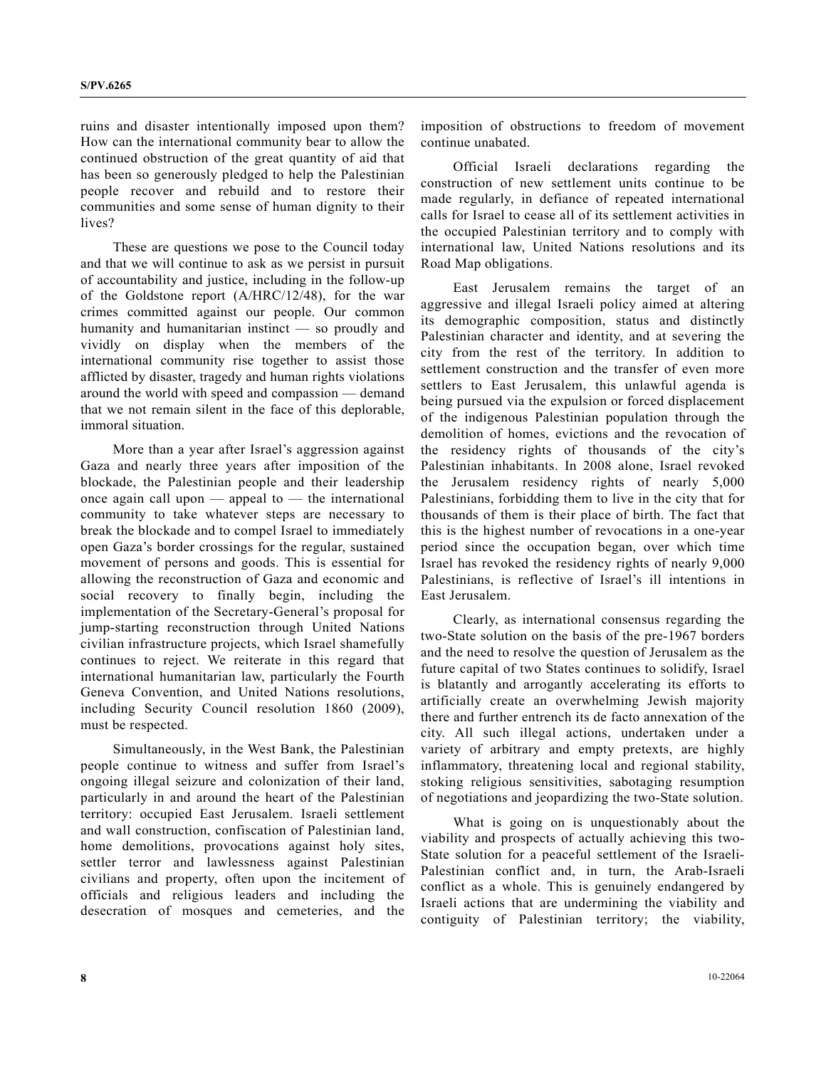ruins and disaster intentionally imposed upon them? How can the international community bear to allow the continued obstruction of the great quantity of aid that has been so generously pledged to help the Palestinian people recover and rebuild and to restore their communities and some sense of human dignity to their lives?

These are questions we pose to the Council today and that we will continue to ask as we persist in pursuit of accountability and justice, including in the follow-up of the Goldstone report (A/HRC/12/48), for the war crimes committed against our people. Our common humanity and humanitarian instinct — so proudly and vividly on display when the members of the international community rise together to assist those afflicted by disaster, tragedy and human rights violations around the world with speed and compassion — demand that we not remain silent in the face of this deplorable, immoral situation.

More than a year after Israel's aggression against Gaza and nearly three years after imposition of the blockade, the Palestinian people and their leadership once again call upon — appeal to — the international community to take whatever steps are necessary to break the blockade and to compel Israel to immediately open Gaza's border crossings for the regular, sustained movement of persons and goods. This is essential for allowing the reconstruction of Gaza and economic and social recovery to finally begin, including the implementation of the Secretary-General's proposal for jump-starting reconstruction through United Nations civilian infrastructure projects, which Israel shamefully continues to reject. We reiterate in this regard that international humanitarian law, particularly the Fourth Geneva Convention, and United Nations resolutions, including Security Council resolution 1860 (2009), must be respected.

Simultaneously, in the West Bank, the Palestinian people continue to witness and suffer from Israel's ongoing illegal seizure and colonization of their land, particularly in and around the heart of the Palestinian territory: occupied East Jerusalem. Israeli settlement and wall construction, confiscation of Palestinian land, home demolitions, provocations against holy sites, settler terror and lawlessness against Palestinian civilians and property, often upon the incitement of officials and religious leaders and including the desecration of mosques and cemeteries, and the imposition of obstructions to freedom of movement continue unabated.

Official Israeli declarations regarding the construction of new settlement units continue to be made regularly, in defiance of repeated international calls for Israel to cease all of its settlement activities in the occupied Palestinian territory and to comply with international law, United Nations resolutions and its Road Map obligations.

East Jerusalem remains the target of an aggressive and illegal Israeli policy aimed at altering its demographic composition, status and distinctly Palestinian character and identity, and at severing the city from the rest of the territory. In addition to settlement construction and the transfer of even more settlers to East Jerusalem, this unlawful agenda is being pursued via the expulsion or forced displacement of the indigenous Palestinian population through the demolition of homes, evictions and the revocation of the residency rights of thousands of the city's Palestinian inhabitants. In 2008 alone, Israel revoked the Jerusalem residency rights of nearly 5,000 Palestinians, forbidding them to live in the city that for thousands of them is their place of birth. The fact that this is the highest number of revocations in a one-year period since the occupation began, over which time Israel has revoked the residency rights of nearly 9,000 Palestinians, is reflective of Israel's ill intentions in East Jerusalem.

Clearly, as international consensus regarding the two-State solution on the basis of the pre-1967 borders and the need to resolve the question of Jerusalem as the future capital of two States continues to solidify, Israel is blatantly and arrogantly accelerating its efforts to artificially create an overwhelming Jewish majority there and further entrench its de facto annexation of the city. All such illegal actions, undertaken under a variety of arbitrary and empty pretexts, are highly inflammatory, threatening local and regional stability, stoking religious sensitivities, sabotaging resumption of negotiations and jeopardizing the two-State solution.

What is going on is unquestionably about the viability and prospects of actually achieving this two-State solution for a peaceful settlement of the Israeli-Palestinian conflict and, in turn, the Arab-Israeli conflict as a whole. This is genuinely endangered by Israeli actions that are undermining the viability and contiguity of Palestinian territory; the viability,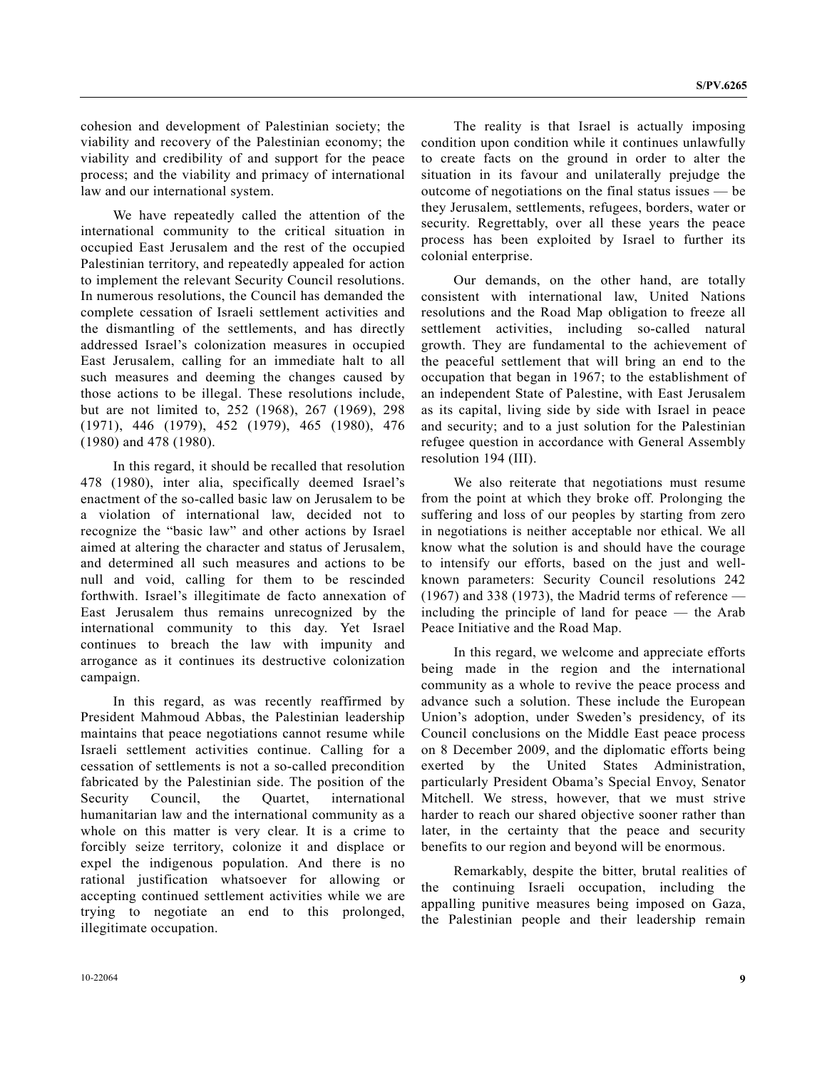cohesion and development of Palestinian society; the viability and recovery of the Palestinian economy; the viability and credibility of and support for the peace process; and the viability and primacy of international law and our international system.

We have repeatedly called the attention of the international community to the critical situation in occupied East Jerusalem and the rest of the occupied Palestinian territory, and repeatedly appealed for action to implement the relevant Security Council resolutions. In numerous resolutions, the Council has demanded the complete cessation of Israeli settlement activities and the dismantling of the settlements, and has directly addressed Israel's colonization measures in occupied East Jerusalem, calling for an immediate halt to all such measures and deeming the changes caused by those actions to be illegal. These resolutions include, but are not limited to, 252 (1968), 267 (1969), 298 (1971), 446 (1979), 452 (1979), 465 (1980), 476 (1980) and 478 (1980).

In this regard, it should be recalled that resolution 478 (1980), inter alia, specifically deemed Israel's enactment of the so-called basic law on Jerusalem to be a violation of international law, decided not to recognize the "basic law" and other actions by Israel aimed at altering the character and status of Jerusalem, and determined all such measures and actions to be null and void, calling for them to be rescinded forthwith. Israel's illegitimate de facto annexation of East Jerusalem thus remains unrecognized by the international community to this day. Yet Israel continues to breach the law with impunity and arrogance as it continues its destructive colonization campaign.

In this regard, as was recently reaffirmed by President Mahmoud Abbas, the Palestinian leadership maintains that peace negotiations cannot resume while Israeli settlement activities continue. Calling for a cessation of settlements is not a so-called precondition fabricated by the Palestinian side. The position of the Security Council, the Quartet, international humanitarian law and the international community as a whole on this matter is very clear. It is a crime to forcibly seize territory, colonize it and displace or expel the indigenous population. And there is no rational justification whatsoever for allowing or accepting continued settlement activities while we are trying to negotiate an end to this prolonged, illegitimate occupation.

The reality is that Israel is actually imposing condition upon condition while it continues unlawfully to create facts on the ground in order to alter the situation in its favour and unilaterally prejudge the outcome of negotiations on the final status issues — be they Jerusalem, settlements, refugees, borders, water or security. Regrettably, over all these years the peace process has been exploited by Israel to further its colonial enterprise.

Our demands, on the other hand, are totally consistent with international law, United Nations resolutions and the Road Map obligation to freeze all settlement activities, including so-called natural growth. They are fundamental to the achievement of the peaceful settlement that will bring an end to the occupation that began in 1967; to the establishment of an independent State of Palestine, with East Jerusalem as its capital, living side by side with Israel in peace and security; and to a just solution for the Palestinian refugee question in accordance with General Assembly resolution 194 (III).

We also reiterate that negotiations must resume from the point at which they broke off. Prolonging the suffering and loss of our peoples by starting from zero in negotiations is neither acceptable nor ethical. We all know what the solution is and should have the courage to intensify our efforts, based on the just and well-known parameters: Security Council resolutions 242 (1967) and 338 (1973), the Madrid terms of reference — including the principle of land for peace — the Arab Peace Initiative and the Road Map.

In this regard, we welcome and appreciate efforts being made in the region and the international community as a whole to revive the peace process and advance such a solution. These include the European Union's adoption, under Sweden's presidency, of its Council conclusions on the Middle East peace process on 8 December 2009, and the diplomatic efforts being exerted by the United States Administration, particularly President Obama's Special Envoy, Senator Mitchell. We stress, however, that we must strive harder to reach our shared objective sooner rather than later, in the certainty that the peace and security benefits to our region and beyond will be enormous.

Remarkably, despite the bitter, brutal realities of the continuing Israeli occupation, including the appalling punitive measures being imposed on Gaza, the Palestinian people and their leadership remain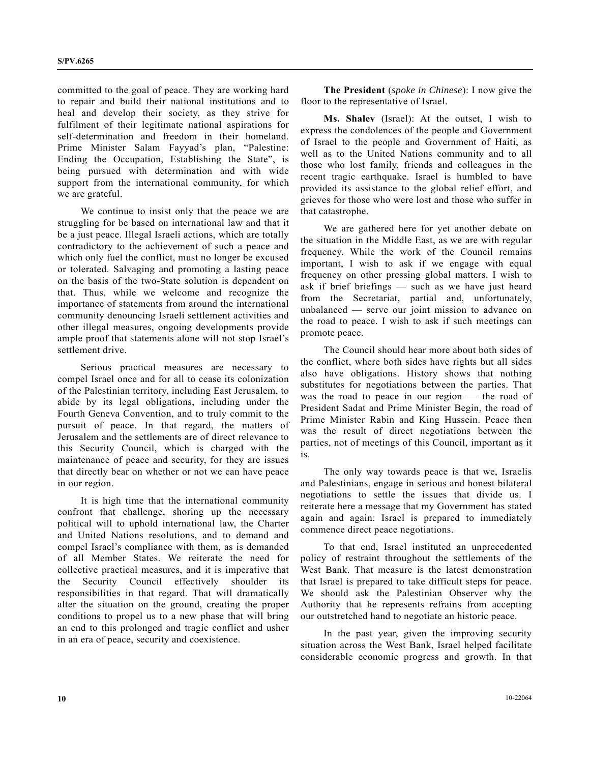committed to the goal of peace. They are working hard to repair and build their national institutions and to heal and develop their society, as they strive for fulfilment of their legitimate national aspirations for self-determination and freedom in their homeland. Prime Minister Salam Fayyad's plan, "Palestine: Ending the Occupation, Establishing the State", is being pursued with determination and with wide support from the international community, for which we are grateful.

We continue to insist only that the peace we are struggling for be based on international law and that it be a just peace. Illegal Israeli actions, which are totally contradictory to the achievement of such a peace and which only fuel the conflict, must no longer be excused or tolerated. Salvaging and promoting a lasting peace on the basis of the two-State solution is dependent on that. Thus, while we welcome and recognize the importance of statements from around the international community denouncing Israeli settlement activities and other illegal measures, ongoing developments provide ample proof that statements alone will not stop Israel's settlement drive.

Serious practical measures are necessary to compel Israel once and for all to cease its colonization of the Palestinian territory, including East Jerusalem, to abide by its legal obligations, including under the Fourth Geneva Convention, and to truly commit to the pursuit of peace. In that regard, the matters of Jerusalem and the settlements are of direct relevance to this Security Council, which is charged with the maintenance of peace and security, for they are issues that directly bear on whether or not we can have peace in our region.

It is high time that the international community confront that challenge, shoring up the necessary political will to uphold international law, the Charter and United Nations resolutions, and to demand and compel Israel's compliance with them, as is demanded of all Member States. We reiterate the need for collective practical measures, and it is imperative that the Security Council effectively shoulder its responsibilities in that regard. That will dramatically alter the situation on the ground, creating the proper conditions to propel us to a new phase that will bring an end to this prolonged and tragic conflict and usher in an era of peace, security and coexistence.

**The President** (*spoke in Chinese*): I now give the floor to the representative of Israel.

**Ms. Shalev** (Israel): At the outset, I wish to express the condolences of the people and Government of Israel to the people and Government of Haiti, as well as to the United Nations community and to all those who lost family, friends and colleagues in the recent tragic earthquake. Israel is humbled to have provided its assistance to the global relief effort, and grieves for those who were lost and those who suffer in that catastrophe.

We are gathered here for yet another debate on the situation in the Middle East, as we are with regular frequency. While the work of the Council remains important, I wish to ask if we engage with equal frequency on other pressing global matters. I wish to ask if brief briefings — such as we have just heard from the Secretariat, partial and, unfortunately, unbalanced — serve our joint mission to advance on the road to peace. I wish to ask if such meetings can promote peace.

The Council should hear more about both sides of the conflict, where both sides have rights but all sides also have obligations. History shows that nothing substitutes for negotiations between the parties. That was the road to peace in our region — the road of President Sadat and Prime Minister Begin, the road of Prime Minister Rabin and King Hussein. Peace then was the result of direct negotiations between the parties, not of meetings of this Council, important as it is.

The only way towards peace is that we, Israelis and Palestinians, engage in serious and honest bilateral negotiations to settle the issues that divide us. I reiterate here a message that my Government has stated again and again: Israel is prepared to immediately commence direct peace negotiations.

To that end, Israel instituted an unprecedented policy of restraint throughout the settlements of the West Bank. That measure is the latest demonstration that Israel is prepared to take difficult steps for peace. We should ask the Palestinian Observer why the Authority that he represents refrains from accepting our outstretched hand to negotiate an historic peace.

In the past year, given the improving security situation across the West Bank, Israel helped facilitate considerable economic progress and growth. In that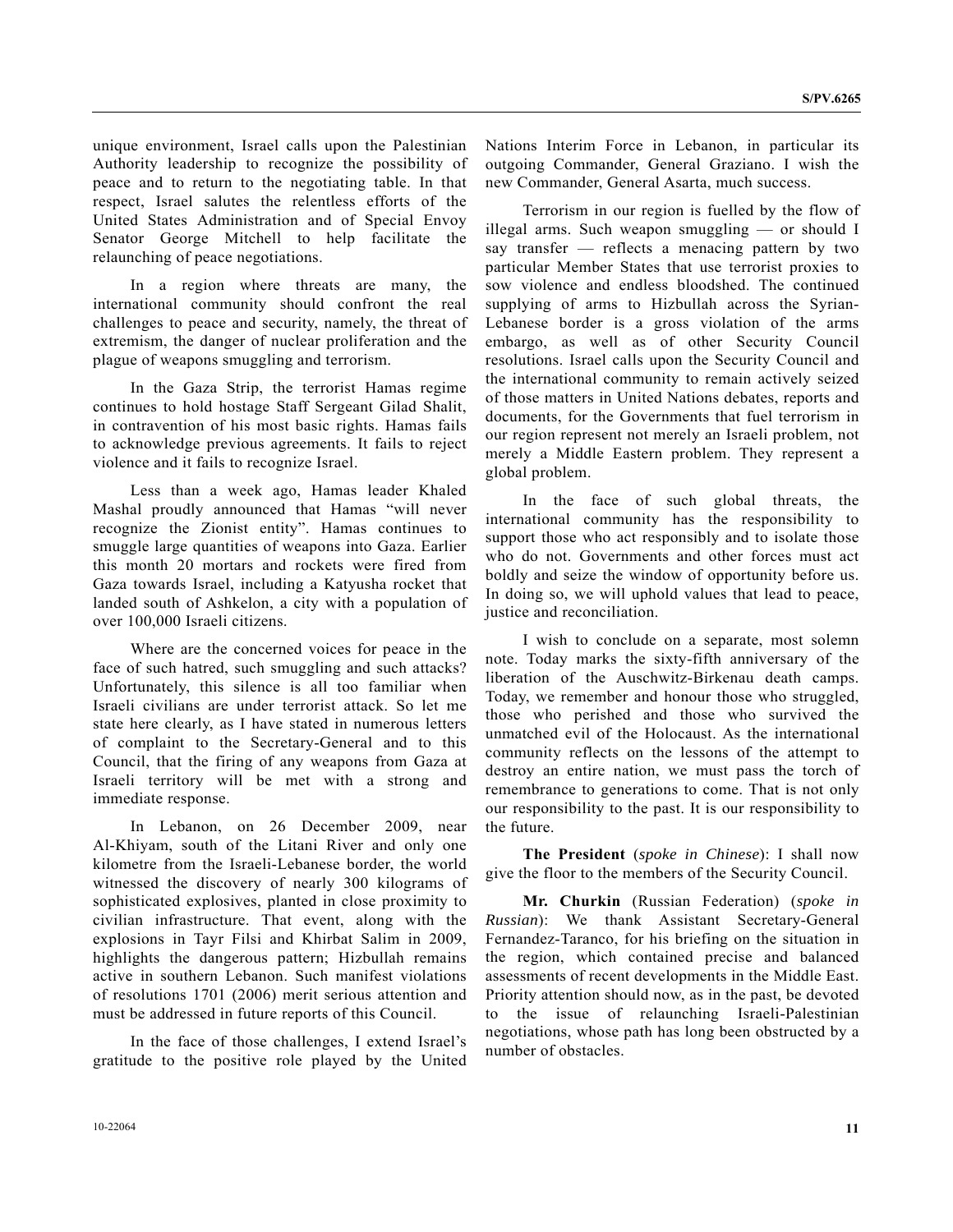unique environment, Israel calls upon the Palestinian Authority leadership to recognize the possibility of peace and to return to the negotiating table. In that respect, Israel salutes the relentless efforts of the United States Administration and of Special Envoy Senator George Mitchell to help facilitate the relaunching of peace negotiations.

In a region where threats are many, the international community should confront the real challenges to peace and security, namely, the threat of extremism, the danger of nuclear proliferation and the plague of weapons smuggling and terrorism.

In the Gaza Strip, the terrorist Hamas regime continues to hold hostage Staff Sergeant Gilad Shalit, in contravention of his most basic rights. Hamas fails to acknowledge previous agreements. It fails to reject violence and it fails to recognize Israel.

Less than a week ago, Hamas leader Khaled Mashal proudly announced that Hamas "will never recognize the Zionist entity". Hamas continues to smuggle large quantities of weapons into Gaza. Earlier this month 20 mortars and rockets were fired from Gaza towards Israel, including a Katyusha rocket that landed south of Ashkelon, a city with a population of over 100,000 Israeli citizens.

Where are the concerned voices for peace in the face of such hatred, such smuggling and such attacks? Unfortunately, this silence is all too familiar when Israeli civilians are under terrorist attack. So let me state here clearly, as I have stated in numerous letters of complaint to the Secretary-General and to this Council, that the firing of any weapons from Gaza at Israeli territory will be met with a strong and immediate response.

In Lebanon, on 26 December 2009, near Al-Khiyam, south of the Litani River and only one kilometre from the Israeli-Lebanese border, the world witnessed the discovery of nearly 300 kilograms of sophisticated explosives, planted in close proximity to civilian infrastructure. That event, along with the explosions in Tayr Filsi and Khirbat Salim in 2009, highlights the dangerous pattern; Hizbullah remains active in southern Lebanon. Such manifest violations of resolutions 1701 (2006) merit serious attention and must be addressed in future reports of this Council.

In the face of those challenges, I extend Israel's gratitude to the positive role played by the United Nations Interim Force in Lebanon, in particular its outgoing Commander, General Graziano. I wish the new Commander, General Asarta, much success.

Terrorism in our region is fuelled by the flow of illegal arms. Such weapon smuggling — or should I say transfer — reflects a menacing pattern by two particular Member States that use terrorist proxies to sow violence and endless bloodshed. The continued supplying of arms to Hizbullah across the Syrian-Lebanese border is a gross violation of the arms embargo, as well as of other Security Council resolutions. Israel calls upon the Security Council and the international community to remain actively seized of those matters in United Nations debates, reports and documents, for the Governments that fuel terrorism in our region represent not merely an Israeli problem, not merely a Middle Eastern problem. They represent a global problem.

In the face of such global threats, the international community has the responsibility to support those who act responsibly and to isolate those who do not. Governments and other forces must act boldly and seize the window of opportunity before us. In doing so, we will uphold values that lead to peace, justice and reconciliation.

I wish to conclude on a separate, most solemn note. Today marks the sixty-fifth anniversary of the liberation of the Auschwitz-Birkenau death camps. Today, we remember and honour those who struggled, those who perished and those who survived the unmatched evil of the Holocaust. As the international community reflects on the lessons of the attempt to destroy an entire nation, we must pass the torch of remembrance to generations to come. That is not only our responsibility to the past. It is our responsibility to the future.

**The President** (*spoke in Chinese*): I shall now give the floor to the members of the Security Council.

**Mr. Churkin** (Russian Federation) (*spoke in Russian*): We thank Assistant Secretary-General Fernandez-Taranco, for his briefing on the situation in the region, which contained precise and balanced assessments of recent developments in the Middle East. Priority attention should now, as in the past, be devoted to the issue of relaunching Israeli-Palestinian negotiations, whose path has long been obstructed by a number of obstacles.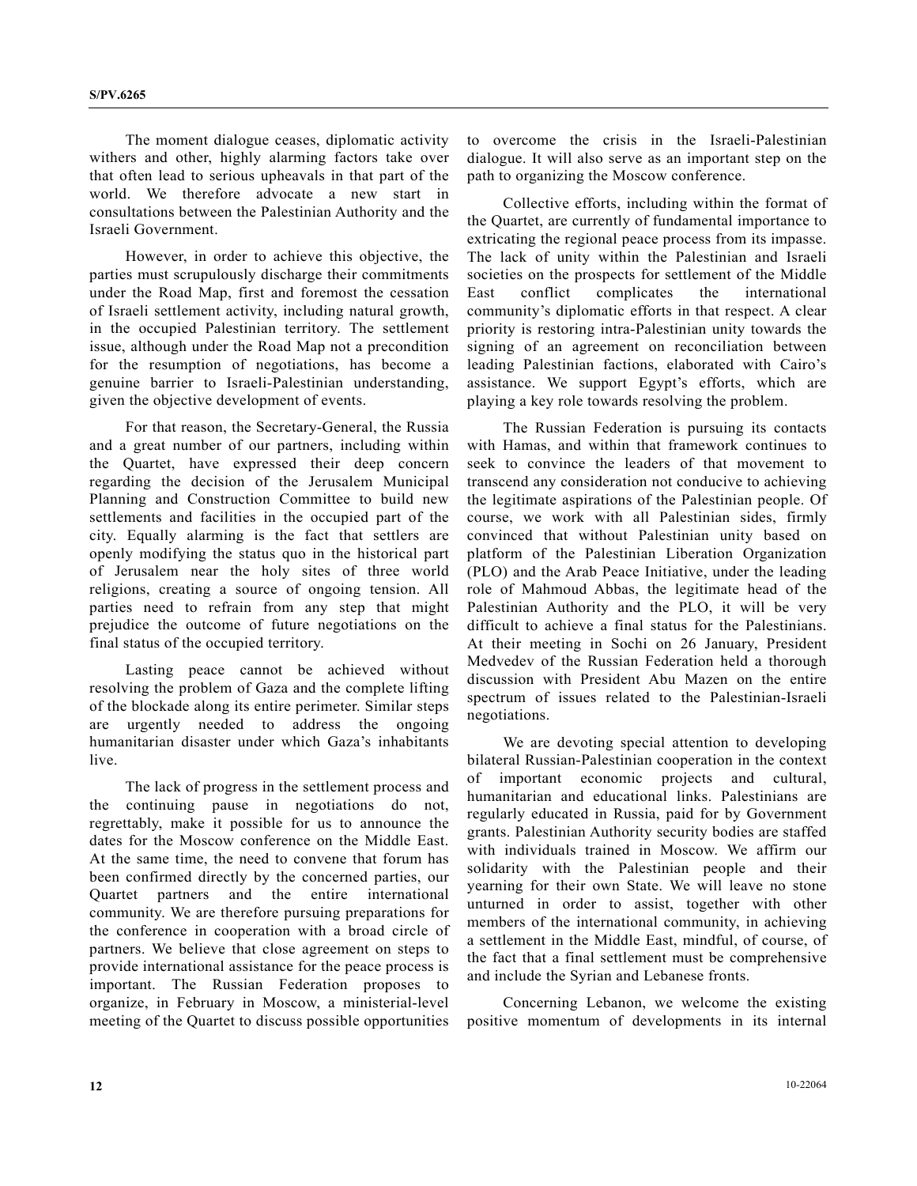The moment dialogue ceases, diplomatic activity withers and other, highly alarming factors take over that often lead to serious upheavals in that part of the world. We therefore advocate a new start in consultations between the Palestinian Authority and the Israeli Government.

However, in order to achieve this objective, the parties must scrupulously discharge their commitments under the Road Map, first and foremost the cessation of Israeli settlement activity, including natural growth, in the occupied Palestinian territory. The settlement issue, although under the Road Map not a precondition for the resumption of negotiations, has become a genuine barrier to Israeli-Palestinian understanding, given the objective development of events.

For that reason, the Secretary-General, the Russia and a great number of our partners, including within the Quartet, have expressed their deep concern regarding the decision of the Jerusalem Municipal Planning and Construction Committee to build new settlements and facilities in the occupied part of the city. Equally alarming is the fact that settlers are openly modifying the status quo in the historical part of Jerusalem near the holy sites of three world religions, creating a source of ongoing tension. All parties need to refrain from any step that might prejudice the outcome of future negotiations on the final status of the occupied territory.

Lasting peace cannot be achieved without resolving the problem of Gaza and the complete lifting of the blockade along its entire perimeter. Similar steps are urgently needed to address the ongoing humanitarian disaster under which Gaza's inhabitants live.

The lack of progress in the settlement process and the continuing pause in negotiations do not, regrettably, make it possible for us to announce the dates for the Moscow conference on the Middle East. At the same time, the need to convene that forum has been confirmed directly by the concerned parties, our Quartet partners and the entire international community. We are therefore pursuing preparations for the conference in cooperation with a broad circle of partners. We believe that close agreement on steps to provide international assistance for the peace process is important. The Russian Federation proposes to organize, in February in Moscow, a ministerial-level meeting of the Quartet to discuss possible opportunities to overcome the crisis in the Israeli-Palestinian dialogue. It will also serve as an important step on the path to organizing the Moscow conference.

Collective efforts, including within the format of the Quartet, are currently of fundamental importance to extricating the regional peace process from its impasse. The lack of unity within the Palestinian and Israeli societies on the prospects for settlement of the Middle East conflict complicates the international community's diplomatic efforts in that respect. A clear priority is restoring intra-Palestinian unity towards the signing of an agreement on reconciliation between leading Palestinian factions, elaborated with Cairo's assistance. We support Egypt's efforts, which are playing a key role towards resolving the problem.

The Russian Federation is pursuing its contacts with Hamas, and within that framework continues to seek to convince the leaders of that movement to transcend any consideration not conducive to achieving the legitimate aspirations of the Palestinian people. Of course, we work with all Palestinian sides, firmly convinced that without Palestinian unity based on platform of the Palestinian Liberation Organization (PLO) and the Arab Peace Initiative, under the leading role of Mahmoud Abbas, the legitimate head of the Palestinian Authority and the PLO, it will be very difficult to achieve a final status for the Palestinians. At their meeting in Sochi on 26 January, President Medvedev of the Russian Federation held a thorough discussion with President Abu Mazen on the entire spectrum of issues related to the Palestinian-Israeli negotiations.

We are devoting special attention to developing bilateral Russian-Palestinian cooperation in the context of important economic projects and cultural, humanitarian and educational links. Palestinians are regularly educated in Russia, paid for by Government grants. Palestinian Authority security bodies are staffed with individuals trained in Moscow. We affirm our solidarity with the Palestinian people and their yearning for their own State. We will leave no stone unturned in order to assist, together with other members of the international community, in achieving a settlement in the Middle East, mindful, of course, of the fact that a final settlement must be comprehensive and include the Syrian and Lebanese fronts.

Concerning Lebanon, we welcome the existing positive momentum of developments in its internal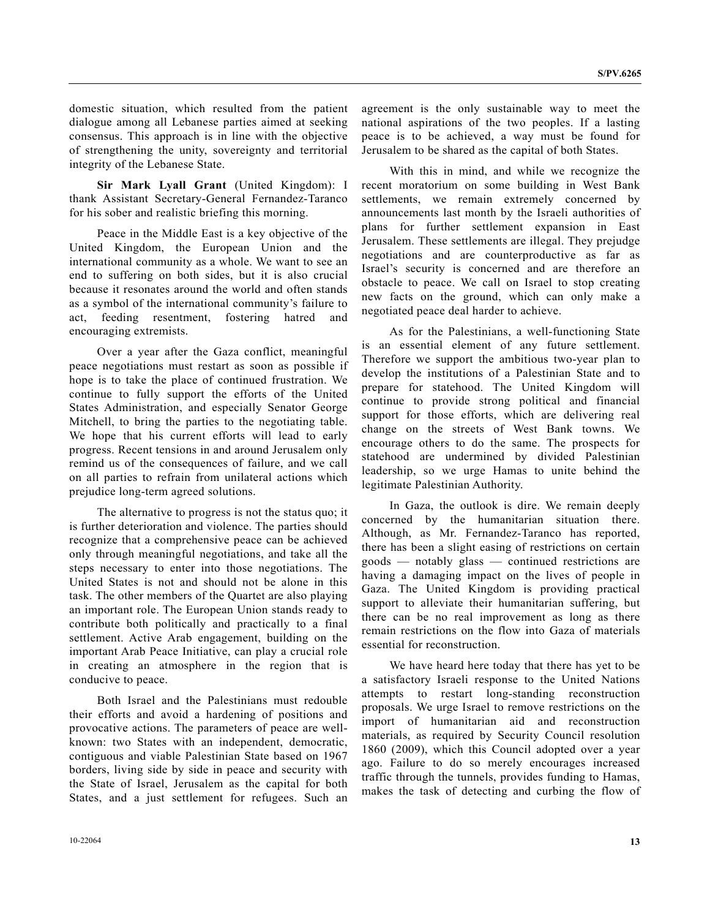domestic situation, which resulted from the patient dialogue among all Lebanese parties aimed at seeking consensus. This approach is in line with the objective of strengthening the unity, sovereignty and territorial integrity of the Lebanese State.

**Sir Mark Lyall Grant** (United Kingdom): I thank Assistant Secretary-General Fernandez-Taranco for his sober and realistic briefing this morning.

Peace in the Middle East is a key objective of the United Kingdom, the European Union and the international community as a whole. We want to see an end to suffering on both sides, but it is also crucial because it resonates around the world and often stands as a symbol of the international community's failure to act, feeding resentment, fostering hatred and encouraging extremists.

Over a year after the Gaza conflict, meaningful peace negotiations must restart as soon as possible if hope is to take the place of continued frustration. We continue to fully support the efforts of the United States Administration, and especially Senator George Mitchell, to bring the parties to the negotiating table. We hope that his current efforts will lead to early progress. Recent tensions in and around Jerusalem only remind us of the consequences of failure, and we call on all parties to refrain from unilateral actions which prejudice long-term agreed solutions.

The alternative to progress is not the status quo; it is further deterioration and violence. The parties should recognize that a comprehensive peace can be achieved only through meaningful negotiations, and take all the steps necessary to enter into those negotiations. The United States is not and should not be alone in this task. The other members of the Quartet are also playing an important role. The European Union stands ready to contribute both politically and practically to a final settlement. Active Arab engagement, building on the important Arab Peace Initiative, can play a crucial role in creating an atmosphere in the region that is conducive to peace.

Both Israel and the Palestinians must redouble their efforts and avoid a hardening of positions and provocative actions. The parameters of peace are well-known: two States with an independent, democratic, contiguous and viable Palestinian State based on 1967 borders, living side by side in peace and security with the State of Israel, Jerusalem as the capital for both States, and a just settlement for refugees. Such an agreement is the only sustainable way to meet the national aspirations of the two peoples. If a lasting peace is to be achieved, a way must be found for Jerusalem to be shared as the capital of both States.

With this in mind, and while we recognize the recent moratorium on some building in West Bank settlements, we remain extremely concerned by announcements last month by the Israeli authorities of plans for further settlement expansion in East Jerusalem. These settlements are illegal. They prejudge negotiations and are counterproductive as far as Israel's security is concerned and are therefore an obstacle to peace. We call on Israel to stop creating new facts on the ground, which can only make a negotiated peace deal harder to achieve.

As for the Palestinians, a well-functioning State is an essential element of any future settlement. Therefore we support the ambitious two-year plan to develop the institutions of a Palestinian State and to prepare for statehood. The United Kingdom will continue to provide strong political and financial support for those efforts, which are delivering real change on the streets of West Bank towns. We encourage others to do the same. The prospects for statehood are undermined by divided Palestinian leadership, so we urge Hamas to unite behind the legitimate Palestinian Authority.

In Gaza, the outlook is dire. We remain deeply concerned by the humanitarian situation there. Although, as Mr. Fernandez-Taranco has reported, there has been a slight easing of restrictions on certain goods — notably glass — continued restrictions are having a damaging impact on the lives of people in Gaza. The United Kingdom is providing practical support to alleviate their humanitarian suffering, but there can be no real improvement as long as there remain restrictions on the flow into Gaza of materials essential for reconstruction.

We have heard here today that there has yet to be a satisfactory Israeli response to the United Nations attempts to restart long-standing reconstruction proposals. We urge Israel to remove restrictions on the import of humanitarian aid and reconstruction materials, as required by Security Council resolution 1860 (2009), which this Council adopted over a year ago. Failure to do so merely encourages increased traffic through the tunnels, provides funding to Hamas, makes the task of detecting and curbing the flow of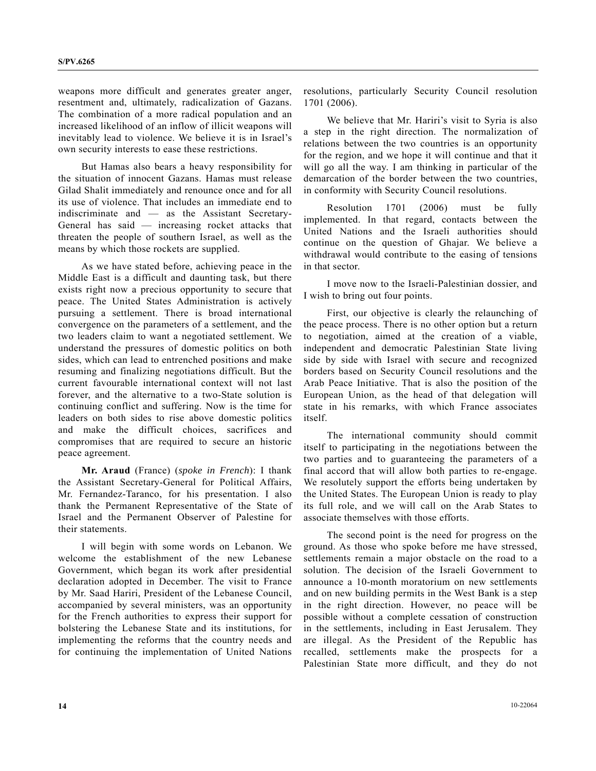weapons more difficult and generates greater anger, resentment and, ultimately, radicalization of Gazans. The combination of a more radical population and an increased likelihood of an inflow of illicit weapons will inevitably lead to violence. We believe it is in Israel's own security interests to ease these restrictions.

But Hamas also bears a heavy responsibility for the situation of innocent Gazans. Hamas must release Gilad Shalit immediately and renounce once and for all its use of violence. That includes an immediate end to indiscriminate and — as the Assistant Secretary-General has said — increasing rocket attacks that threaten the people of southern Israel, as well as the means by which those rockets are supplied.

As we have stated before, achieving peace in the Middle East is a difficult and daunting task, but there exists right now a precious opportunity to secure that peace. The United States Administration is actively pursuing a settlement. There is broad international convergence on the parameters of a settlement, and the two leaders claim to want a negotiated settlement. We understand the pressures of domestic politics on both sides, which can lead to entrenched positions and make resuming and finalizing negotiations difficult. But the current favourable international context will not last forever, and the alternative to a two-State solution is continuing conflict and suffering. Now is the time for leaders on both sides to rise above domestic politics and make the difficult choices, sacrifices and compromises that are required to secure an historic peace agreement.

**Mr. Araud** (France) (*spoke in French*): I thank the Assistant Secretary-General for Political Affairs, Mr. Fernandez-Taranco, for his presentation. I also thank the Permanent Representative of the State of Israel and the Permanent Observer of Palestine for their statements.

I will begin with some words on Lebanon. We welcome the establishment of the new Lebanese Government, which began its work after presidential declaration adopted in December. The visit to France by Mr. Saad Hariri, President of the Lebanese Council, accompanied by several ministers, was an opportunity for the French authorities to express their support for bolstering the Lebanese State and its institutions, for implementing the reforms that the country needs and for continuing the implementation of United Nations resolutions, particularly Security Council resolution 1701 (2006).

We believe that Mr. Hariri's visit to Syria is also a step in the right direction. The normalization of relations between the two countries is an opportunity for the region, and we hope it will continue and that it will go all the way. I am thinking in particular of the demarcation of the border between the two countries, in conformity with Security Council resolutions.

Resolution 1701 (2006) must be fully implemented. In that regard, contacts between the United Nations and the Israeli authorities should continue on the question of Ghajar. We believe a withdrawal would contribute to the easing of tensions in that sector.

I move now to the Israeli-Palestinian dossier, and I wish to bring out four points.

First, our objective is clearly the relaunching of the peace process. There is no other option but a return to negotiation, aimed at the creation of a viable, independent and democratic Palestinian State living side by side with Israel with secure and recognized borders based on Security Council resolutions and the Arab Peace Initiative. That is also the position of the European Union, as the head of that delegation will state in his remarks, with which France associates itself.

The international community should commit itself to participating in the negotiations between the two parties and to guaranteeing the parameters of a final accord that will allow both parties to re-engage. We resolutely support the efforts being undertaken by the United States. The European Union is ready to play its full role, and we will call on the Arab States to associate themselves with those efforts.

The second point is the need for progress on the ground. As those who spoke before me have stressed, settlements remain a major obstacle on the road to a solution. The decision of the Israeli Government to announce a 10-month moratorium on new settlements and on new building permits in the West Bank is a step in the right direction. However, no peace will be possible without a complete cessation of construction in the settlements, including in East Jerusalem. They are illegal. As the President of the Republic has recalled, settlements make the prospects for a Palestinian State more difficult, and they do not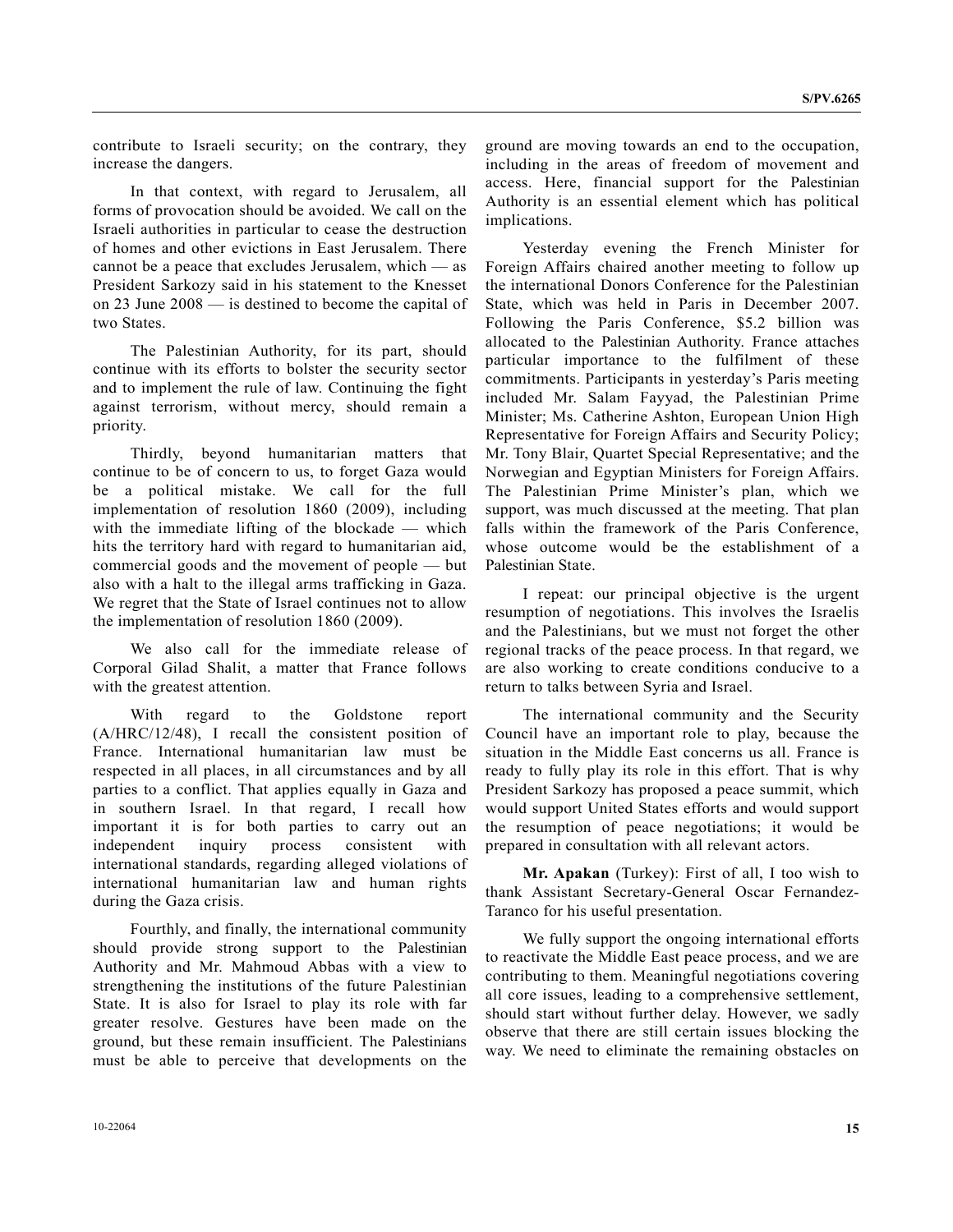contribute to Israeli security; on the contrary, they increase the dangers.

In that context, with regard to Jerusalem, all forms of provocation should be avoided. We call on the Israeli authorities in particular to cease the destruction of homes and other evictions in East Jerusalem. There cannot be a peace that excludes Jerusalem, which — as President Sarkozy said in his statement to the Knesset on 23 June 2008 — is destined to become the capital of two States.

The Palestinian Authority, for its part, should continue with its efforts to bolster the security sector and to implement the rule of law. Continuing the fight against terrorism, without mercy, should remain a priority.

Thirdly, beyond humanitarian matters that continue to be of concern to us, to forget Gaza would be a political mistake. We call for the full implementation of resolution 1860 (2009), including with the immediate lifting of the blockade — which hits the territory hard with regard to humanitarian aid, commercial goods and the movement of people — but also with a halt to the illegal arms trafficking in Gaza. We regret that the State of Israel continues not to allow the implementation of resolution 1860 (2009).

We also call for the immediate release of Corporal Gilad Shalit, a matter that France follows with the greatest attention.

With regard to the Goldstone report (A/HRC/12/48), I recall the consistent position of France. International humanitarian law must be respected in all places, in all circumstances and by all parties to a conflict. That applies equally in Gaza and in southern Israel. In that regard, I recall how important it is for both parties to carry out an independent inquiry process consistent with international standards, regarding alleged violations of international humanitarian law and human rights during the Gaza crisis.

Fourthly, and finally, the international community should provide strong support to the Palestinian Authority and Mr. Mahmoud Abbas with a view to strengthening the institutions of the future Palestinian State. It is also for Israel to play its role with far greater resolve. Gestures have been made on the ground, but these remain insufficient. The Palestinians must be able to perceive that developments on the ground are moving towards an end to the occupation, including in the areas of freedom of movement and access. Here, financial support for the Palestinian Authority is an essential element which has political implications.

Yesterday evening the French Minister for Foreign Affairs chaired another meeting to follow up the international Donors Conference for the Palestinian State, which was held in Paris in December 2007. Following the Paris Conference, $5.2 billion was allocated to the Palestinian Authority. France attaches particular importance to the fulfilment of these commitments. Participants in yesterday's Paris meeting included Mr. Salam Fayyad, the Palestinian Prime Minister; Ms. Catherine Ashton, European Union High Representative for Foreign Affairs and Security Policy; Mr. Tony Blair, Quartet Special Representative; and the Norwegian and Egyptian Ministers for Foreign Affairs. The Palestinian Prime Minister's plan, which we support, was much discussed at the meeting. That plan falls within the framework of the Paris Conference, whose outcome would be the establishment of a Palestinian State.

I repeat: our principal objective is the urgent resumption of negotiations. This involves the Israelis and the Palestinians, but we must not forget the other regional tracks of the peace process. In that regard, we are also working to create conditions conducive to a return to talks between Syria and Israel.

The international community and the Security Council have an important role to play, because the situation in the Middle East concerns us all. France is ready to fully play its role in this effort. That is why President Sarkozy has proposed a peace summit, which would support United States efforts and would support the resumption of peace negotiations; it would be prepared in consultation with all relevant actors.

**Mr. Apakan** (Turkey): First of all, I too wish to thank Assistant Secretary-General Oscar Fernandez-Taranco for his useful presentation.

We fully support the ongoing international efforts to reactivate the Middle East peace process, and we are contributing to them. Meaningful negotiations covering all core issues, leading to a comprehensive settlement, should start without further delay. However, we sadly observe that there are still certain issues blocking the way. We need to eliminate the remaining obstacles on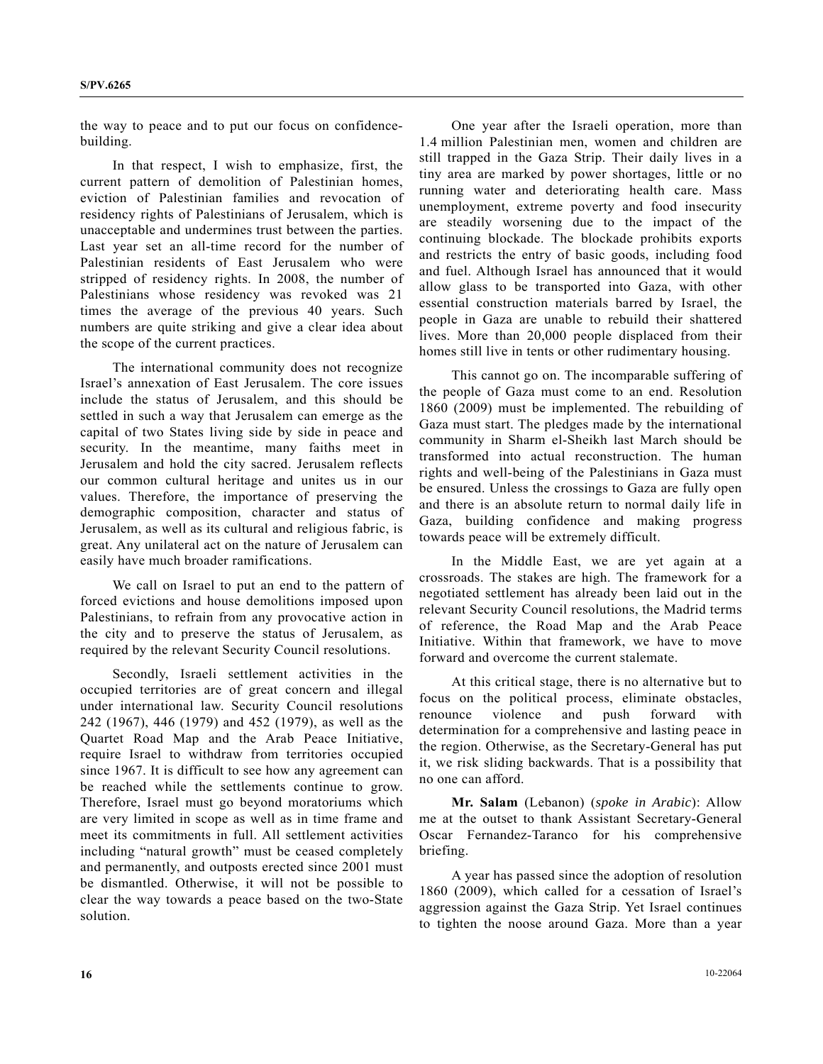the way to peace and to put our focus on confidence-building.

In that respect, I wish to emphasize, first, the current pattern of demolition of Palestinian homes, eviction of Palestinian families and revocation of residency rights of Palestinians of Jerusalem, which is unacceptable and undermines trust between the parties. Last year set an all-time record for the number of Palestinian residents of East Jerusalem who were stripped of residency rights. In 2008, the number of Palestinians whose residency was revoked was 21 times the average of the previous 40 years. Such numbers are quite striking and give a clear idea about the scope of the current practices.

The international community does not recognize Israel's annexation of East Jerusalem. The core issues include the status of Jerusalem, and this should be settled in such a way that Jerusalem can emerge as the capital of two States living side by side in peace and security. In the meantime, many faiths meet in Jerusalem and hold the city sacred. Jerusalem reflects our common cultural heritage and unites us in our values. Therefore, the importance of preserving the demographic composition, character and status of Jerusalem, as well as its cultural and religious fabric, is great. Any unilateral act on the nature of Jerusalem can easily have much broader ramifications.

We call on Israel to put an end to the pattern of forced evictions and house demolitions imposed upon Palestinians, to refrain from any provocative action in the city and to preserve the status of Jerusalem, as required by the relevant Security Council resolutions.

Secondly, Israeli settlement activities in the occupied territories are of great concern and illegal under international law. Security Council resolutions 242 (1967), 446 (1979) and 452 (1979), as well as the Quartet Road Map and the Arab Peace Initiative, require Israel to withdraw from territories occupied since 1967. It is difficult to see how any agreement can be reached while the settlements continue to grow. Therefore, Israel must go beyond moratoriums which are very limited in scope as well as in time frame and meet its commitments in full. All settlement activities including "natural growth" must be ceased completely and permanently, and outposts erected since 2001 must be dismantled. Otherwise, it will not be possible to clear the way towards a peace based on the two-State solution.

One year after the Israeli operation, more than 1.4 million Palestinian men, women and children are still trapped in the Gaza Strip. Their daily lives in a tiny area are marked by power shortages, little or no running water and deteriorating health care. Mass unemployment, extreme poverty and food insecurity are steadily worsening due to the impact of the continuing blockade. The blockade prohibits exports and restricts the entry of basic goods, including food and fuel. Although Israel has announced that it would allow glass to be transported into Gaza, with other essential construction materials barred by Israel, the people in Gaza are unable to rebuild their shattered lives. More than 20,000 people displaced from their homes still live in tents or other rudimentary housing.

This cannot go on. The incomparable suffering of the people of Gaza must come to an end. Resolution 1860 (2009) must be implemented. The rebuilding of Gaza must start. The pledges made by the international community in Sharm el-Sheikh last March should be transformed into actual reconstruction. The human rights and well-being of the Palestinians in Gaza must be ensured. Unless the crossings to Gaza are fully open and there is an absolute return to normal daily life in Gaza, building confidence and making progress towards peace will be extremely difficult.

In the Middle East, we are yet again at a crossroads. The stakes are high. The framework for a negotiated settlement has already been laid out in the relevant Security Council resolutions, the Madrid terms of reference, the Road Map and the Arab Peace Initiative. Within that framework, we have to move forward and overcome the current stalemate.

At this critical stage, there is no alternative but to focus on the political process, eliminate obstacles, renounce violence and push forward with determination for a comprehensive and lasting peace in the region. Otherwise, as the Secretary-General has put it, we risk sliding backwards. That is a possibility that no one can afford.

**Mr. Salam** (Lebanon) (*spoke in Arabic*): Allow me at the outset to thank Assistant Secretary-General Oscar Fernandez-Taranco for his comprehensive briefing.

A year has passed since the adoption of resolution 1860 (2009), which called for a cessation of Israel's aggression against the Gaza Strip. Yet Israel continues to tighten the noose around Gaza. More than a year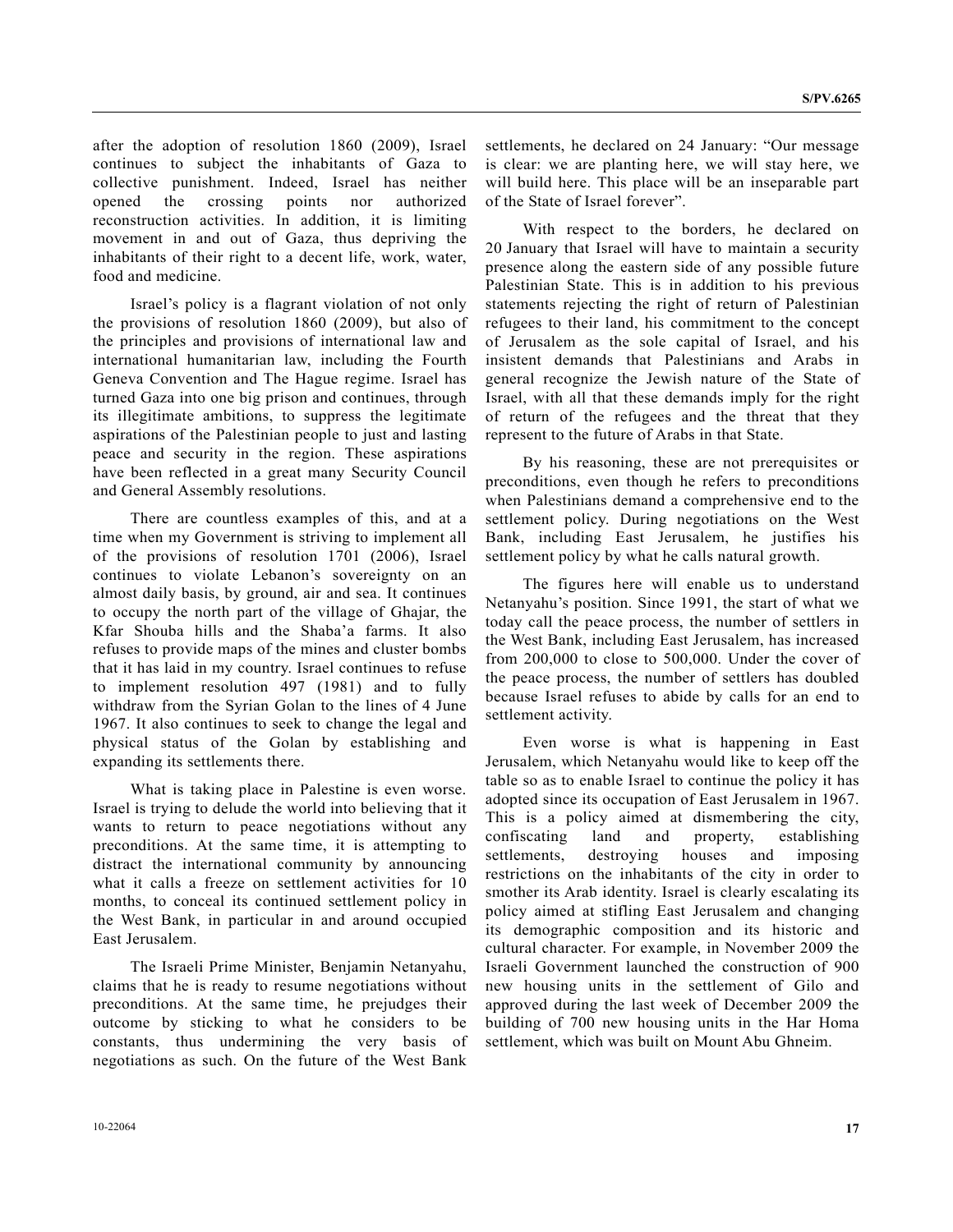after the adoption of resolution 1860 (2009), Israel continues to subject the inhabitants of Gaza to collective punishment. Indeed, Israel has neither opened the crossing points nor authorized reconstruction activities. In addition, it is limiting movement in and out of Gaza, thus depriving the inhabitants of their right to a decent life, work, water, food and medicine.

Israel's policy is a flagrant violation of not only the provisions of resolution 1860 (2009), but also of the principles and provisions of international law and international humanitarian law, including the Fourth Geneva Convention and The Hague regime. Israel has turned Gaza into one big prison and continues, through its illegitimate ambitions, to suppress the legitimate aspirations of the Palestinian people to just and lasting peace and security in the region. These aspirations have been reflected in a great many Security Council and General Assembly resolutions.

There are countless examples of this, and at a time when my Government is striving to implement all of the provisions of resolution 1701 (2006), Israel continues to violate Lebanon's sovereignty on an almost daily basis, by ground, air and sea. It continues to occupy the north part of the village of Ghajar, the Kfar Shouba hills and the Shaba'a farms. It also refuses to provide maps of the mines and cluster bombs that it has laid in my country. Israel continues to refuse to implement resolution 497 (1981) and to fully withdraw from the Syrian Golan to the lines of 4 June 1967. It also continues to seek to change the legal and physical status of the Golan by establishing and expanding its settlements there.

What is taking place in Palestine is even worse. Israel is trying to delude the world into believing that it wants to return to peace negotiations without any preconditions. At the same time, it is attempting to distract the international community by announcing what it calls a freeze on settlement activities for 10 months, to conceal its continued settlement policy in the West Bank, in particular in and around occupied East Jerusalem.

The Israeli Prime Minister, Benjamin Netanyahu, claims that he is ready to resume negotiations without preconditions. At the same time, he prejudges their outcome by sticking to what he considers to be constants, thus undermining the very basis of negotiations as such. On the future of the West Bank settlements, he declared on 24 January: "Our message is clear: we are planting here, we will stay here, we will build here. This place will be an inseparable part of the State of Israel forever".

With respect to the borders, he declared on 20 January that Israel will have to maintain a security presence along the eastern side of any possible future Palestinian State. This is in addition to his previous statements rejecting the right of return of Palestinian refugees to their land, his commitment to the concept of Jerusalem as the sole capital of Israel, and his insistent demands that Palestinians and Arabs in general recognize the Jewish nature of the State of Israel, with all that these demands imply for the right of return of the refugees and the threat that they represent to the future of Arabs in that State.

By his reasoning, these are not prerequisites or preconditions, even though he refers to preconditions when Palestinians demand a comprehensive end to the settlement policy. During negotiations on the West Bank, including East Jerusalem, he justifies his settlement policy by what he calls natural growth.

The figures here will enable us to understand Netanyahu's position. Since 1991, the start of what we today call the peace process, the number of settlers in the West Bank, including East Jerusalem, has increased from 200,000 to close to 500,000. Under the cover of the peace process, the number of settlers has doubled because Israel refuses to abide by calls for an end to settlement activity.

Even worse is what is happening in East Jerusalem, which Netanyahu would like to keep off the table so as to enable Israel to continue the policy it has adopted since its occupation of East Jerusalem in 1967. This is a policy aimed at dismembering the city, confiscating land and property, establishing settlements, destroying houses and imposing restrictions on the inhabitants of the city in order to smother its Arab identity. Israel is clearly escalating its policy aimed at stifling East Jerusalem and changing its demographic composition and its historic and cultural character. For example, in November 2009 the Israeli Government launched the construction of 900 new housing units in the settlement of Gilo and approved during the last week of December 2009 the building of 700 new housing units in the Har Homa settlement, which was built on Mount Abu Ghneim.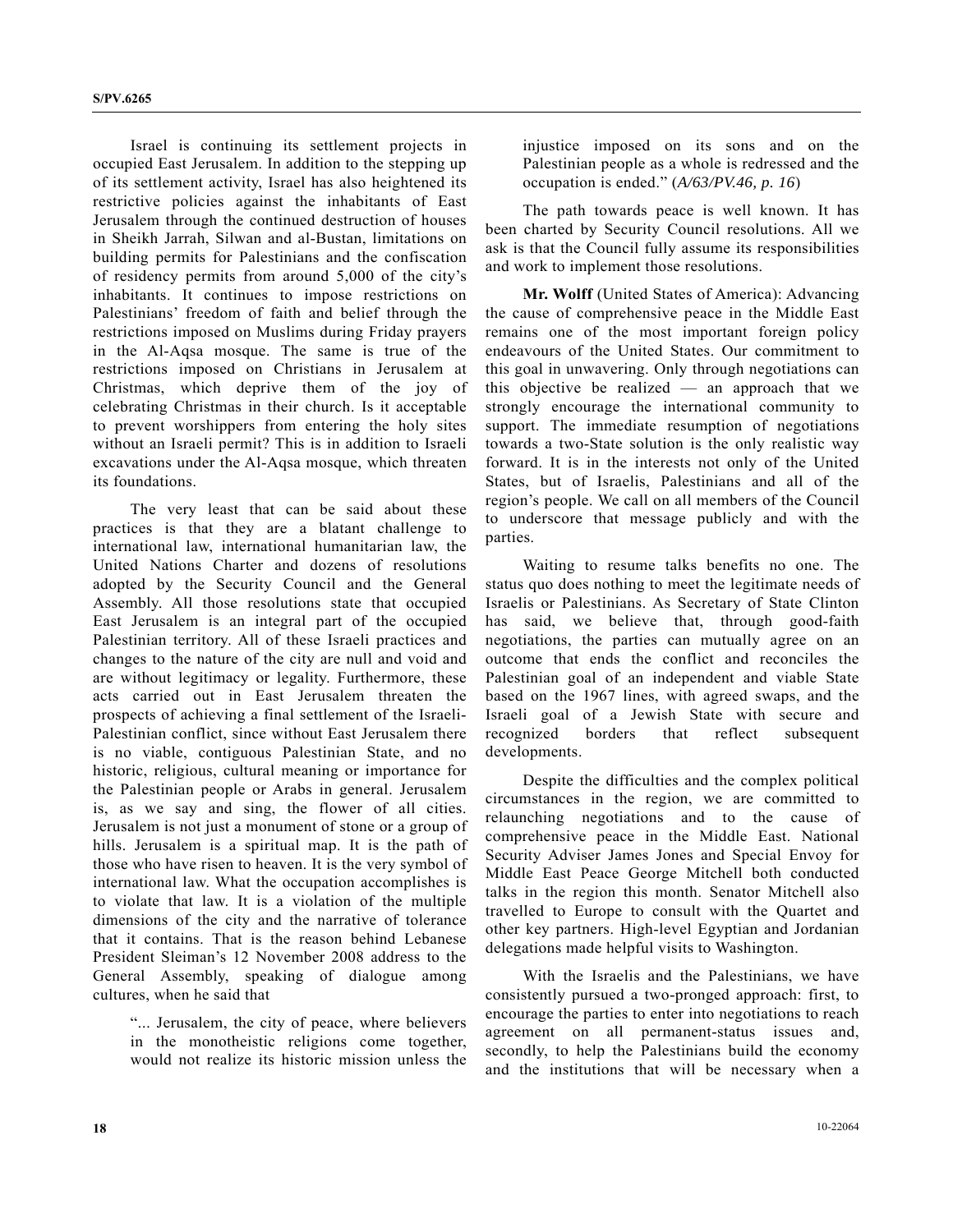Israel is continuing its settlement projects in occupied East Jerusalem. In addition to the stepping up of its settlement activity, Israel has also heightened its restrictive policies against the inhabitants of East Jerusalem through the continued destruction of houses in Sheikh Jarrah, Silwan and al-Bustan, limitations on building permits for Palestinians and the confiscation of residency permits from around 5,000 of the city's inhabitants. It continues to impose restrictions on Palestinians' freedom of faith and belief through the restrictions imposed on Muslims during Friday prayers in the Al-Aqsa mosque. The same is true of the restrictions imposed on Christians in Jerusalem at Christmas, which deprive them of the joy of celebrating Christmas in their church. Is it acceptable to prevent worshippers from entering the holy sites without an Israeli permit? This is in addition to Israeli excavations under the Al-Aqsa mosque, which threaten its foundations.

The very least that can be said about these practices is that they are a blatant challenge to international law, international humanitarian law, the United Nations Charter and dozens of resolutions adopted by the Security Council and the General Assembly. All those resolutions state that occupied East Jerusalem is an integral part of the occupied Palestinian territory. All of these Israeli practices and changes to the nature of the city are null and void and are without legitimacy or legality. Furthermore, these acts carried out in East Jerusalem threaten the prospects of achieving a final settlement of the Israeli-Palestinian conflict, since without East Jerusalem there is no viable, contiguous Palestinian State, and no historic, religious, cultural meaning or importance for the Palestinian people or Arabs in general. Jerusalem is, as we say and sing, the flower of all cities. Jerusalem is not just a monument of stone or a group of hills. Jerusalem is a spiritual map. It is the path of those who have risen to heaven. It is the very symbol of international law. What the occupation accomplishes is to violate that law. It is a violation of the multiple dimensions of the city and the narrative of tolerance that it contains. That is the reason behind Lebanese President Sleiman's 12 November 2008 address to the General Assembly, speaking of dialogue among cultures, when he said that

> "... Jerusalem, the city of peace, where believers in the monotheistic religions come together, would not realize its historic mission unless the injustice imposed on its sons and on the Palestinian people as a whole is redressed and the occupation is ended." (*A/63/PV.46, p. 16*)

The path towards peace is well known. It has been charted by Security Council resolutions. All we ask is that the Council fully assume its responsibilities and work to implement those resolutions.

**Mr. Wolff** (United States of America): Advancing the cause of comprehensive peace in the Middle East remains one of the most important foreign policy endeavours of the United States. Our commitment to this goal in unwavering. Only through negotiations can this objective be realized — an approach that we strongly encourage the international community to support. The immediate resumption of negotiations towards a two-State solution is the only realistic way forward. It is in the interests not only of the United States, but of Israelis, Palestinians and all of the region's people. We call on all members of the Council to underscore that message publicly and with the parties.

Waiting to resume talks benefits no one. The status quo does nothing to meet the legitimate needs of Israelis or Palestinians. As Secretary of State Clinton has said, we believe that, through good-faith negotiations, the parties can mutually agree on an outcome that ends the conflict and reconciles the Palestinian goal of an independent and viable State based on the 1967 lines, with agreed swaps, and the Israeli goal of a Jewish State with secure and recognized borders that reflect subsequent developments.

Despite the difficulties and the complex political circumstances in the region, we are committed to relaunching negotiations and to the cause of comprehensive peace in the Middle East. National Security Adviser James Jones and Special Envoy for Middle East Peace George Mitchell both conducted talks in the region this month. Senator Mitchell also travelled to Europe to consult with the Quartet and other key partners. High-level Egyptian and Jordanian delegations made helpful visits to Washington.

With the Israelis and the Palestinians, we have consistently pursued a two-pronged approach: first, to encourage the parties to enter into negotiations to reach agreement on all permanent-status issues and, secondly, to help the Palestinians build the economy and the institutions that will be necessary when a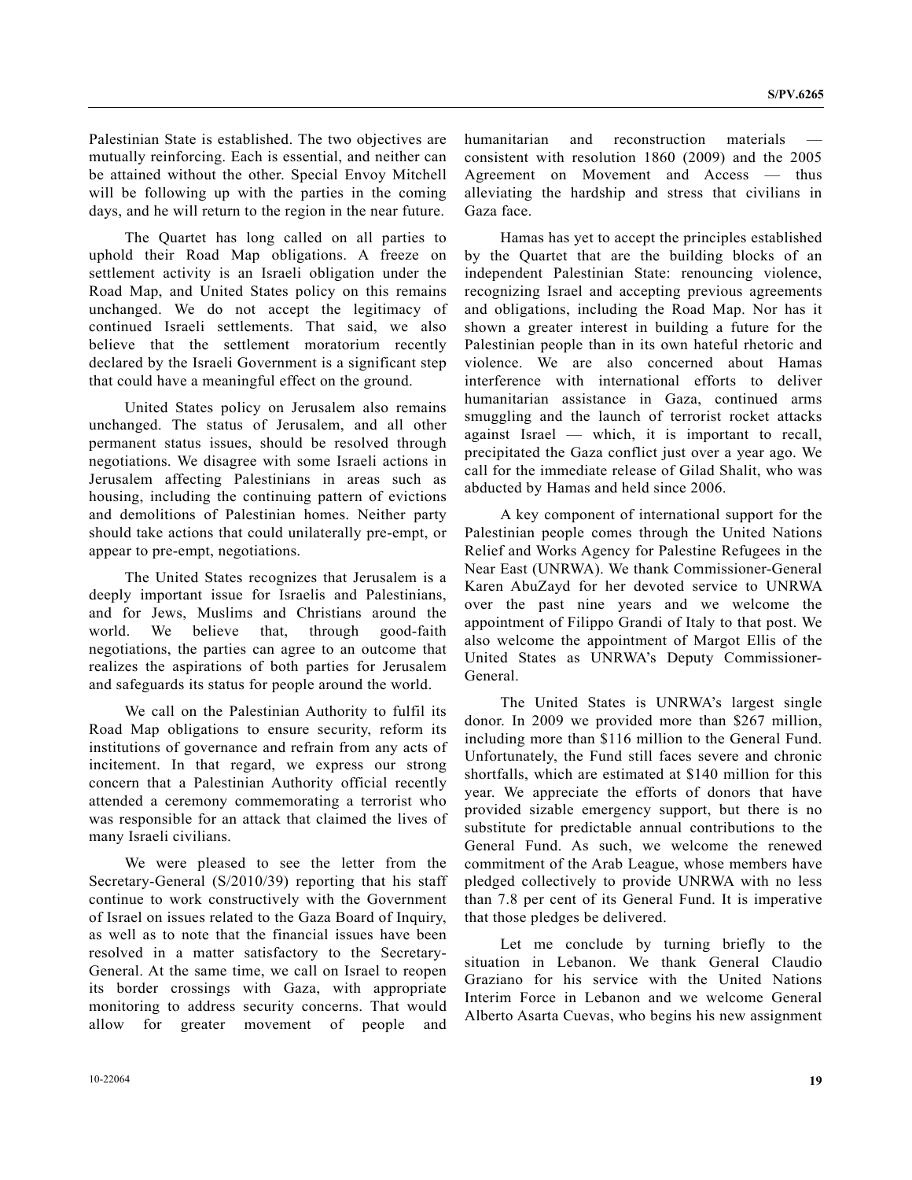Palestinian State is established. The two objectives are mutually reinforcing. Each is essential, and neither can be attained without the other. Special Envoy Mitchell will be following up with the parties in the coming days, and he will return to the region in the near future.

The Quartet has long called on all parties to uphold their Road Map obligations. A freeze on settlement activity is an Israeli obligation under the Road Map, and United States policy on this remains unchanged. We do not accept the legitimacy of continued Israeli settlements. That said, we also believe that the settlement moratorium recently declared by the Israeli Government is a significant step that could have a meaningful effect on the ground.

United States policy on Jerusalem also remains unchanged. The status of Jerusalem, and all other permanent status issues, should be resolved through negotiations. We disagree with some Israeli actions in Jerusalem affecting Palestinians in areas such as housing, including the continuing pattern of evictions and demolitions of Palestinian homes. Neither party should take actions that could unilaterally pre-empt, or appear to pre-empt, negotiations.

The United States recognizes that Jerusalem is a deeply important issue for Israelis and Palestinians, and for Jews, Muslims and Christians around the world. We believe that, through good-faith negotiations, the parties can agree to an outcome that realizes the aspirations of both parties for Jerusalem and safeguards its status for people around the world.

We call on the Palestinian Authority to fulfil its Road Map obligations to ensure security, reform its institutions of governance and refrain from any acts of incitement. In that regard, we express our strong concern that a Palestinian Authority official recently attended a ceremony commemorating a terrorist who was responsible for an attack that claimed the lives of many Israeli civilians.

We were pleased to see the letter from the Secretary-General (S/2010/39) reporting that his staff continue to work constructively with the Government of Israel on issues related to the Gaza Board of Inquiry, as well as to note that the financial issues have been resolved in a matter satisfactory to the Secretary-General. At the same time, we call on Israel to reopen its border crossings with Gaza, with appropriate monitoring to address security concerns. That would allow for greater movement of people and humanitarian and reconstruction materials — consistent with resolution 1860 (2009) and the 2005 Agreement on Movement and Access — thus alleviating the hardship and stress that civilians in Gaza face.

Hamas has yet to accept the principles established by the Quartet that are the building blocks of an independent Palestinian State: renouncing violence, recognizing Israel and accepting previous agreements and obligations, including the Road Map. Nor has it shown a greater interest in building a future for the Palestinian people than in its own hateful rhetoric and violence. We are also concerned about Hamas interference with international efforts to deliver humanitarian assistance in Gaza, continued arms smuggling and the launch of terrorist rocket attacks against Israel — which, it is important to recall, precipitated the Gaza conflict just over a year ago. We call for the immediate release of Gilad Shalit, who was abducted by Hamas and held since 2006.

A key component of international support for the Palestinian people comes through the United Nations Relief and Works Agency for Palestine Refugees in the Near East (UNRWA). We thank Commissioner-General Karen AbuZayd for her devoted service to UNRWA over the past nine years and we welcome the appointment of Filippo Grandi of Italy to that post. We also welcome the appointment of Margot Ellis of the United States as UNRWA's Deputy Commissioner-General.

The United States is UNRWA's largest single donor. In 2009 we provided more than \$267 million, including more than \$116 million to the General Fund. Unfortunately, the Fund still faces severe and chronic shortfalls, which are estimated at \$140 million for this year. We appreciate the efforts of donors that have provided sizable emergency support, but there is no substitute for predictable annual contributions to the General Fund. As such, we welcome the renewed commitment of the Arab League, whose members have pledged collectively to provide UNRWA with no less than 7.8 per cent of its General Fund. It is imperative that those pledges be delivered.

Let me conclude by turning briefly to the situation in Lebanon. We thank General Claudio Graziano for his service with the United Nations Interim Force in Lebanon and we welcome General Alberto Asarta Cuevas, who begins his new assignment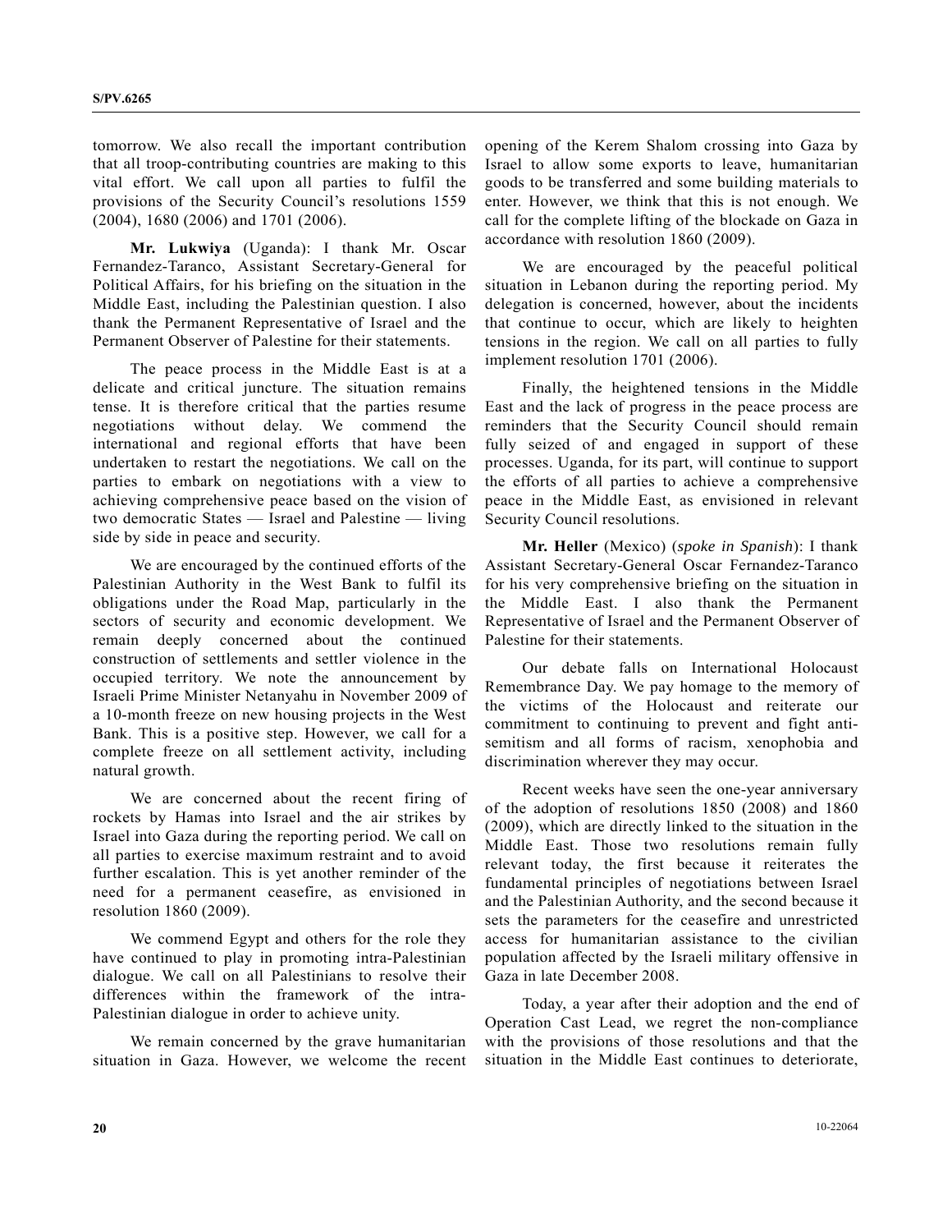tomorrow. We also recall the important contribution that all troop-contributing countries are making to this vital effort. We call upon all parties to fulfil the provisions of the Security Council's resolutions 1559 (2004), 1680 (2006) and 1701 (2006).

**Mr. Lukwiya** (Uganda): I thank Mr. Oscar Fernandez-Taranco, Assistant Secretary-General for Political Affairs, for his briefing on the situation in the Middle East, including the Palestinian question. I also thank the Permanent Representative of Israel and the Permanent Observer of Palestine for their statements.

The peace process in the Middle East is at a delicate and critical juncture. The situation remains tense. It is therefore critical that the parties resume negotiations without delay. We commend the international and regional efforts that have been undertaken to restart the negotiations. We call on the parties to embark on negotiations with a view to achieving comprehensive peace based on the vision of two democratic States — Israel and Palestine — living side by side in peace and security.

We are encouraged by the continued efforts of the Palestinian Authority in the West Bank to fulfil its obligations under the Road Map, particularly in the sectors of security and economic development. We remain deeply concerned about the continued construction of settlements and settler violence in the occupied territory. We note the announcement by Israeli Prime Minister Netanyahu in November 2009 of a 10-month freeze on new housing projects in the West Bank. This is a positive step. However, we call for a complete freeze on all settlement activity, including natural growth.

We are concerned about the recent firing of rockets by Hamas into Israel and the air strikes by Israel into Gaza during the reporting period. We call on all parties to exercise maximum restraint and to avoid further escalation. This is yet another reminder of the need for a permanent ceasefire, as envisioned in resolution 1860 (2009).

We commend Egypt and others for the role they have continued to play in promoting intra-Palestinian dialogue. We call on all Palestinians to resolve their differences within the framework of the intra-Palestinian dialogue in order to achieve unity.

We remain concerned by the grave humanitarian situation in Gaza. However, we welcome the recent opening of the Kerem Shalom crossing into Gaza by Israel to allow some exports to leave, humanitarian goods to be transferred and some building materials to enter. However, we think that this is not enough. We call for the complete lifting of the blockade on Gaza in accordance with resolution 1860 (2009).

We are encouraged by the peaceful political situation in Lebanon during the reporting period. My delegation is concerned, however, about the incidents that continue to occur, which are likely to heighten tensions in the region. We call on all parties to fully implement resolution 1701 (2006).

Finally, the heightened tensions in the Middle East and the lack of progress in the peace process are reminders that the Security Council should remain fully seized of and engaged in support of these processes. Uganda, for its part, will continue to support the efforts of all parties to achieve a comprehensive peace in the Middle East, as envisioned in relevant Security Council resolutions.

**Mr. Heller** (Mexico) (*spoke in Spanish*): I thank Assistant Secretary-General Oscar Fernandez-Taranco for his very comprehensive briefing on the situation in the Middle East. I also thank the Permanent Representative of Israel and the Permanent Observer of Palestine for their statements.

Our debate falls on International Holocaust Remembrance Day. We pay homage to the memory of the victims of the Holocaust and reiterate our commitment to continuing to prevent and fight anti-semitism and all forms of racism, xenophobia and discrimination wherever they may occur.

Recent weeks have seen the one-year anniversary of the adoption of resolutions 1850 (2008) and 1860 (2009), which are directly linked to the situation in the Middle East. Those two resolutions remain fully relevant today, the first because it reiterates the fundamental principles of negotiations between Israel and the Palestinian Authority, and the second because it sets the parameters for the ceasefire and unrestricted access for humanitarian assistance to the civilian population affected by the Israeli military offensive in Gaza in late December 2008.

Today, a year after their adoption and the end of Operation Cast Lead, we regret the non-compliance with the provisions of those resolutions and that the situation in the Middle East continues to deteriorate,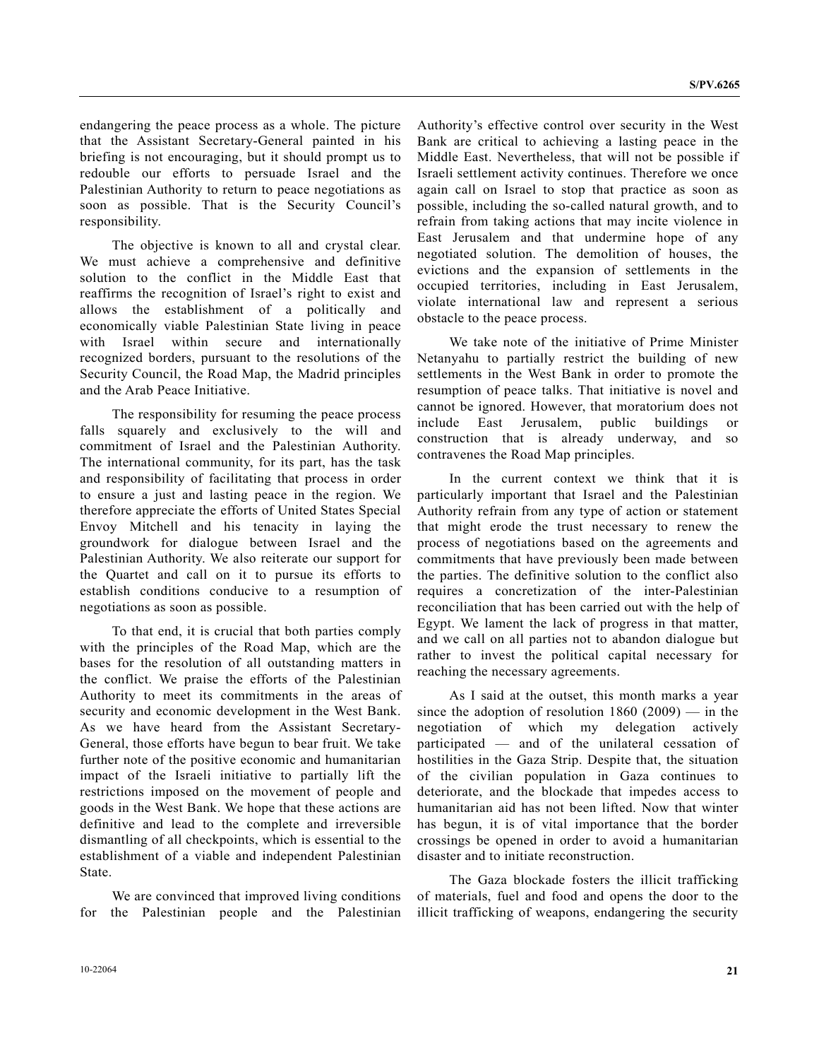endangering the peace process as a whole. The picture that the Assistant Secretary-General painted in his briefing is not encouraging, but it should prompt us to redouble our efforts to persuade Israel and the Palestinian Authority to return to peace negotiations as soon as possible. That is the Security Council's responsibility.

The objective is known to all and crystal clear. We must achieve a comprehensive and definitive solution to the conflict in the Middle East that reaffirms the recognition of Israel's right to exist and allows the establishment of a politically and economically viable Palestinian State living in peace with Israel within secure and internationally recognized borders, pursuant to the resolutions of the Security Council, the Road Map, the Madrid principles and the Arab Peace Initiative.

The responsibility for resuming the peace process falls squarely and exclusively to the will and commitment of Israel and the Palestinian Authority. The international community, for its part, has the task and responsibility of facilitating that process in order to ensure a just and lasting peace in the region. We therefore appreciate the efforts of United States Special Envoy Mitchell and his tenacity in laying the groundwork for dialogue between Israel and the Palestinian Authority. We also reiterate our support for the Quartet and call on it to pursue its efforts to establish conditions conducive to a resumption of negotiations as soon as possible.

To that end, it is crucial that both parties comply with the principles of the Road Map, which are the bases for the resolution of all outstanding matters in the conflict. We praise the efforts of the Palestinian Authority to meet its commitments in the areas of security and economic development in the West Bank. As we have heard from the Assistant Secretary-General, those efforts have begun to bear fruit. We take further note of the positive economic and humanitarian impact of the Israeli initiative to partially lift the restrictions imposed on the movement of people and goods in the West Bank. We hope that these actions are definitive and lead to the complete and irreversible dismantling of all checkpoints, which is essential to the establishment of a viable and independent Palestinian State.

We are convinced that improved living conditions for the Palestinian people and the Palestinian Authority's effective control over security in the West Bank are critical to achieving a lasting peace in the Middle East. Nevertheless, that will not be possible if Israeli settlement activity continues. Therefore we once again call on Israel to stop that practice as soon as possible, including the so-called natural growth, and to refrain from taking actions that may incite violence in East Jerusalem and that undermine hope of any negotiated solution. The demolition of houses, the evictions and the expansion of settlements in the occupied territories, including in East Jerusalem, violate international law and represent a serious obstacle to the peace process.

We take note of the initiative of Prime Minister Netanyahu to partially restrict the building of new settlements in the West Bank in order to promote the resumption of peace talks. That initiative is novel and cannot be ignored. However, that moratorium does not include East Jerusalem, public buildings or construction that is already underway, and so contravenes the Road Map principles.

In the current context we think that it is particularly important that Israel and the Palestinian Authority refrain from any type of action or statement that might erode the trust necessary to renew the process of negotiations based on the agreements and commitments that have previously been made between the parties. The definitive solution to the conflict also requires a concretization of the inter-Palestinian reconciliation that has been carried out with the help of Egypt. We lament the lack of progress in that matter, and we call on all parties not to abandon dialogue but rather to invest the political capital necessary for reaching the necessary agreements.

As I said at the outset, this month marks a year since the adoption of resolution 1860 (2009) — in the negotiation of which my delegation actively participated — and of the unilateral cessation of hostilities in the Gaza Strip. Despite that, the situation of the civilian population in Gaza continues to deteriorate, and the blockade that impedes access to humanitarian aid has not been lifted. Now that winter has begun, it is of vital importance that the border crossings be opened in order to avoid a humanitarian disaster and to initiate reconstruction.

The Gaza blockade fosters the illicit trafficking of materials, fuel and food and opens the door to the illicit trafficking of weapons, endangering the security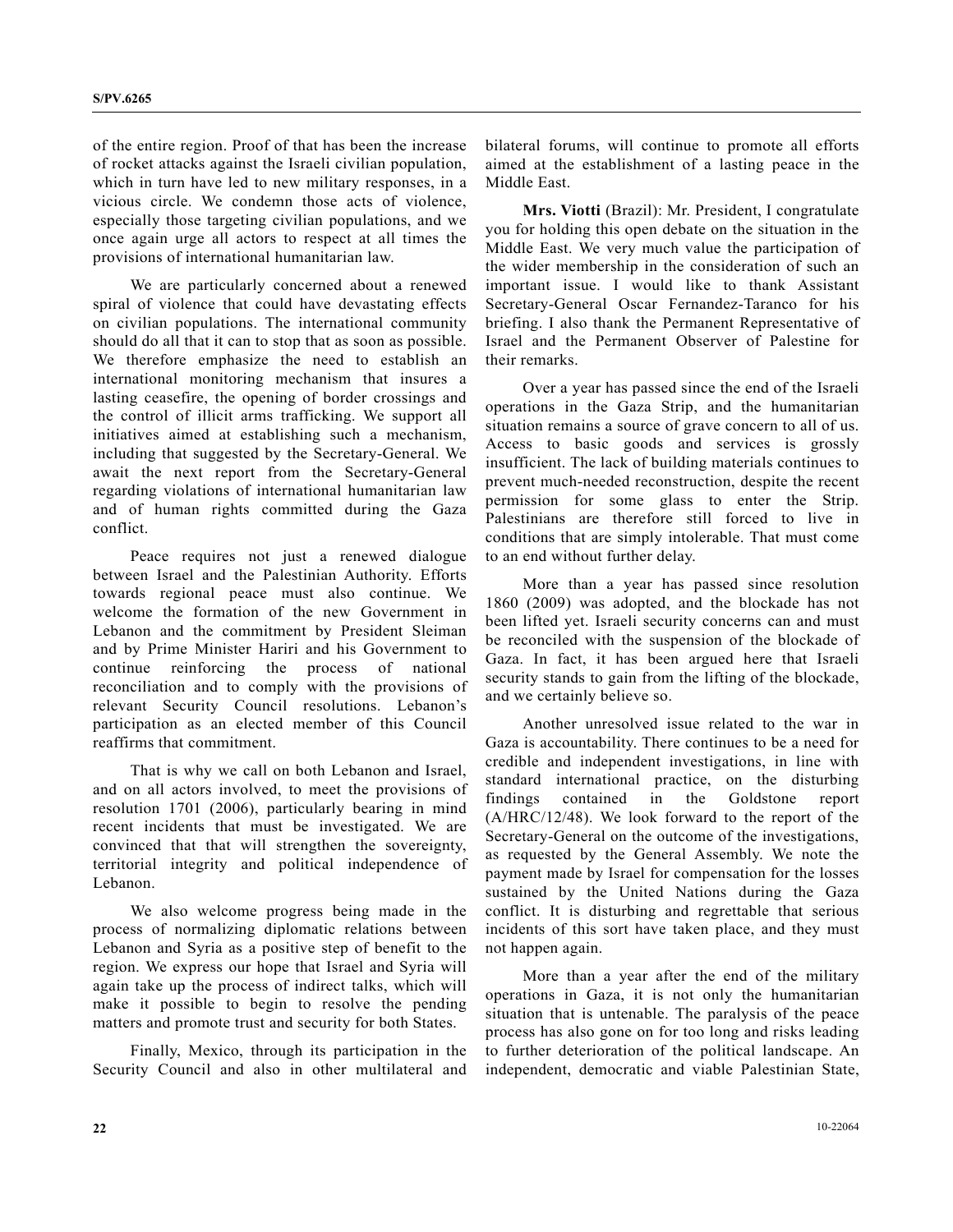of the entire region. Proof of that has been the increase of rocket attacks against the Israeli civilian population, which in turn have led to new military responses, in a vicious circle. We condemn those acts of violence, especially those targeting civilian populations, and we once again urge all actors to respect at all times the provisions of international humanitarian law.

We are particularly concerned about a renewed spiral of violence that could have devastating effects on civilian populations. The international community should do all that it can to stop that as soon as possible. We therefore emphasize the need to establish an international monitoring mechanism that insures a lasting ceasefire, the opening of border crossings and the control of illicit arms trafficking. We support all initiatives aimed at establishing such a mechanism, including that suggested by the Secretary-General. We await the next report from the Secretary-General regarding violations of international humanitarian law and of human rights committed during the Gaza conflict.

Peace requires not just a renewed dialogue between Israel and the Palestinian Authority. Efforts towards regional peace must also continue. We welcome the formation of the new Government in Lebanon and the commitment by President Sleiman and by Prime Minister Hariri and his Government to continue reinforcing the process of national reconciliation and to comply with the provisions of relevant Security Council resolutions. Lebanon's participation as an elected member of this Council reaffirms that commitment.

That is why we call on both Lebanon and Israel, and on all actors involved, to meet the provisions of resolution 1701 (2006), particularly bearing in mind recent incidents that must be investigated. We are convinced that that will strengthen the sovereignty, territorial integrity and political independence of Lebanon.

We also welcome progress being made in the process of normalizing diplomatic relations between Lebanon and Syria as a positive step of benefit to the region. We express our hope that Israel and Syria will again take up the process of indirect talks, which will make it possible to begin to resolve the pending matters and promote trust and security for both States.

Finally, Mexico, through its participation in the Security Council and also in other multilateral and bilateral forums, will continue to promote all efforts aimed at the establishment of a lasting peace in the Middle East.

**Mrs. Viotti** (Brazil): Mr. President, I congratulate you for holding this open debate on the situation in the Middle East. We very much value the participation of the wider membership in the consideration of such an important issue. I would like to thank Assistant Secretary-General Oscar Fernandez-Taranco for his briefing. I also thank the Permanent Representative of Israel and the Permanent Observer of Palestine for their remarks.

Over a year has passed since the end of the Israeli operations in the Gaza Strip, and the humanitarian situation remains a source of grave concern to all of us. Access to basic goods and services is grossly insufficient. The lack of building materials continues to prevent much-needed reconstruction, despite the recent permission for some glass to enter the Strip. Palestinians are therefore still forced to live in conditions that are simply intolerable. That must come to an end without further delay.

More than a year has passed since resolution 1860 (2009) was adopted, and the blockade has not been lifted yet. Israeli security concerns can and must be reconciled with the suspension of the blockade of Gaza. In fact, it has been argued here that Israeli security stands to gain from the lifting of the blockade, and we certainly believe so.

Another unresolved issue related to the war in Gaza is accountability. There continues to be a need for credible and independent investigations, in line with standard international practice, on the disturbing findings contained in the Goldstone report (A/HRC/12/48). We look forward to the report of the Secretary-General on the outcome of the investigations, as requested by the General Assembly. We note the payment made by Israel for compensation for the losses sustained by the United Nations during the Gaza conflict. It is disturbing and regrettable that serious incidents of this sort have taken place, and they must not happen again.

More than a year after the end of the military operations in Gaza, it is not only the humanitarian situation that is untenable. The paralysis of the peace process has also gone on for too long and risks leading to further deterioration of the political landscape. An independent, democratic and viable Palestinian State,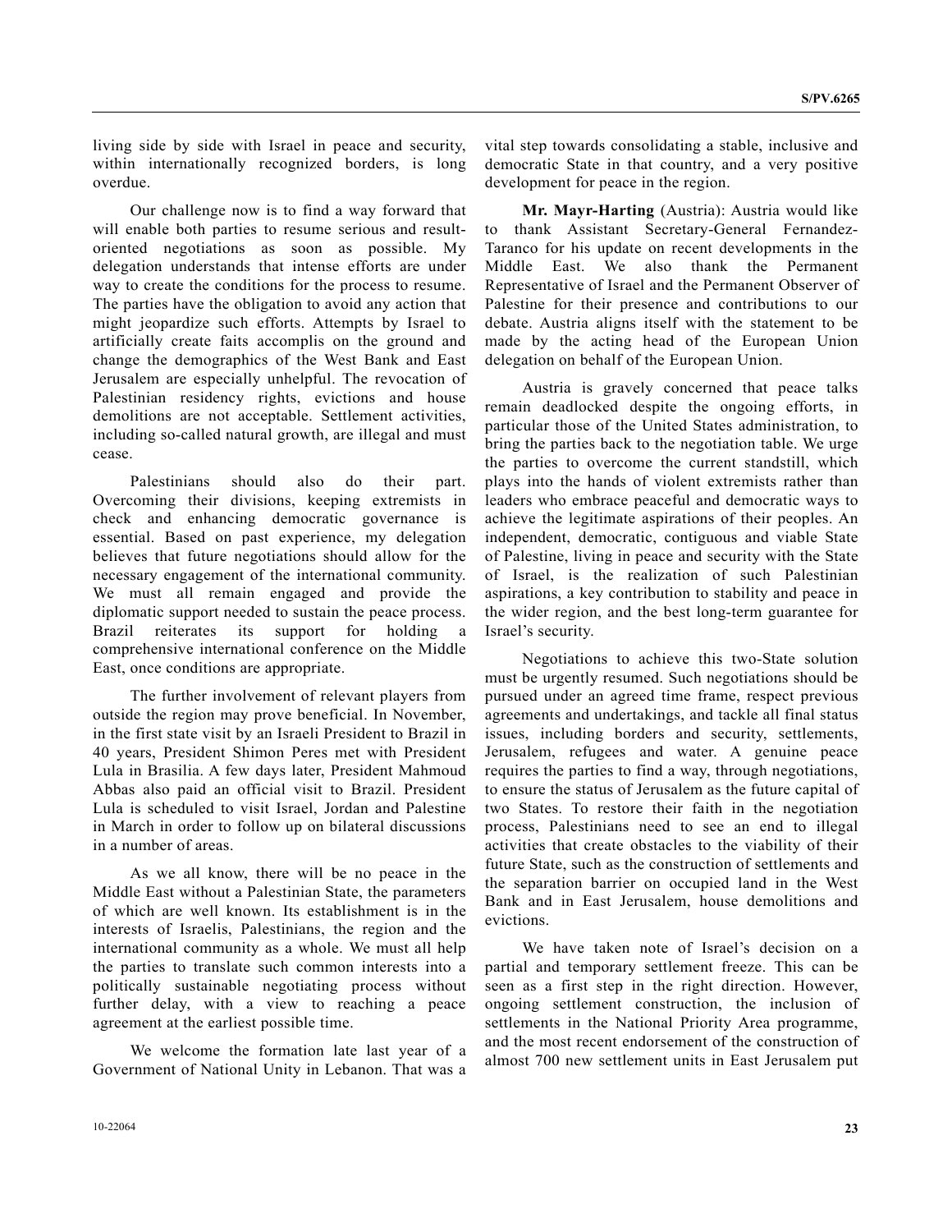living side by side with Israel in peace and security, within internationally recognized borders, is long overdue.

Our challenge now is to find a way forward that will enable both parties to resume serious and result-oriented negotiations as soon as possible. My delegation understands that intense efforts are under way to create the conditions for the process to resume. The parties have the obligation to avoid any action that might jeopardize such efforts. Attempts by Israel to artificially create faits accomplis on the ground and change the demographics of the West Bank and East Jerusalem are especially unhelpful. The revocation of Palestinian residency rights, evictions and house demolitions are not acceptable. Settlement activities, including so-called natural growth, are illegal and must cease.

Palestinians should also do their part. Overcoming their divisions, keeping extremists in check and enhancing democratic governance is essential. Based on past experience, my delegation believes that future negotiations should allow for the necessary engagement of the international community. We must all remain engaged and provide the diplomatic support needed to sustain the peace process. Brazil reiterates its support for holding a comprehensive international conference on the Middle East, once conditions are appropriate.

The further involvement of relevant players from outside the region may prove beneficial. In November, in the first state visit by an Israeli President to Brazil in 40 years, President Shimon Peres met with President Lula in Brasilia. A few days later, President Mahmoud Abbas also paid an official visit to Brazil. President Lula is scheduled to visit Israel, Jordan and Palestine in March in order to follow up on bilateral discussions in a number of areas.

As we all know, there will be no peace in the Middle East without a Palestinian State, the parameters of which are well known. Its establishment is in the interests of Israelis, Palestinians, the region and the international community as a whole. We must all help the parties to translate such common interests into a politically sustainable negotiating process without further delay, with a view to reaching a peace agreement at the earliest possible time.

We welcome the formation late last year of a Government of National Unity in Lebanon. That was a vital step towards consolidating a stable, inclusive and democratic State in that country, and a very positive development for peace in the region.

**Mr. Mayr-Harting** (Austria): Austria would like to thank Assistant Secretary-General Fernandez-Taranco for his update on recent developments in the Middle East. We also thank the Permanent Representative of Israel and the Permanent Observer of Palestine for their presence and contributions to our debate. Austria aligns itself with the statement to be made by the acting head of the European Union delegation on behalf of the European Union.

Austria is gravely concerned that peace talks remain deadlocked despite the ongoing efforts, in particular those of the United States administration, to bring the parties back to the negotiation table. We urge the parties to overcome the current standstill, which plays into the hands of violent extremists rather than leaders who embrace peaceful and democratic ways to achieve the legitimate aspirations of their peoples. An independent, democratic, contiguous and viable State of Palestine, living in peace and security with the State of Israel, is the realization of such Palestinian aspirations, a key contribution to stability and peace in the wider region, and the best long-term guarantee for Israel's security.

Negotiations to achieve this two-State solution must be urgently resumed. Such negotiations should be pursued under an agreed time frame, respect previous agreements and undertakings, and tackle all final status issues, including borders and security, settlements, Jerusalem, refugees and water. A genuine peace requires the parties to find a way, through negotiations, to ensure the status of Jerusalem as the future capital of two States. To restore their faith in the negotiation process, Palestinians need to see an end to illegal activities that create obstacles to the viability of their future State, such as the construction of settlements and the separation barrier on occupied land in the West Bank and in East Jerusalem, house demolitions and evictions.

We have taken note of Israel's decision on a partial and temporary settlement freeze. This can be seen as a first step in the right direction. However, ongoing settlement construction, the inclusion of settlements in the National Priority Area programme, and the most recent endorsement of the construction of almost 700 new settlement units in East Jerusalem put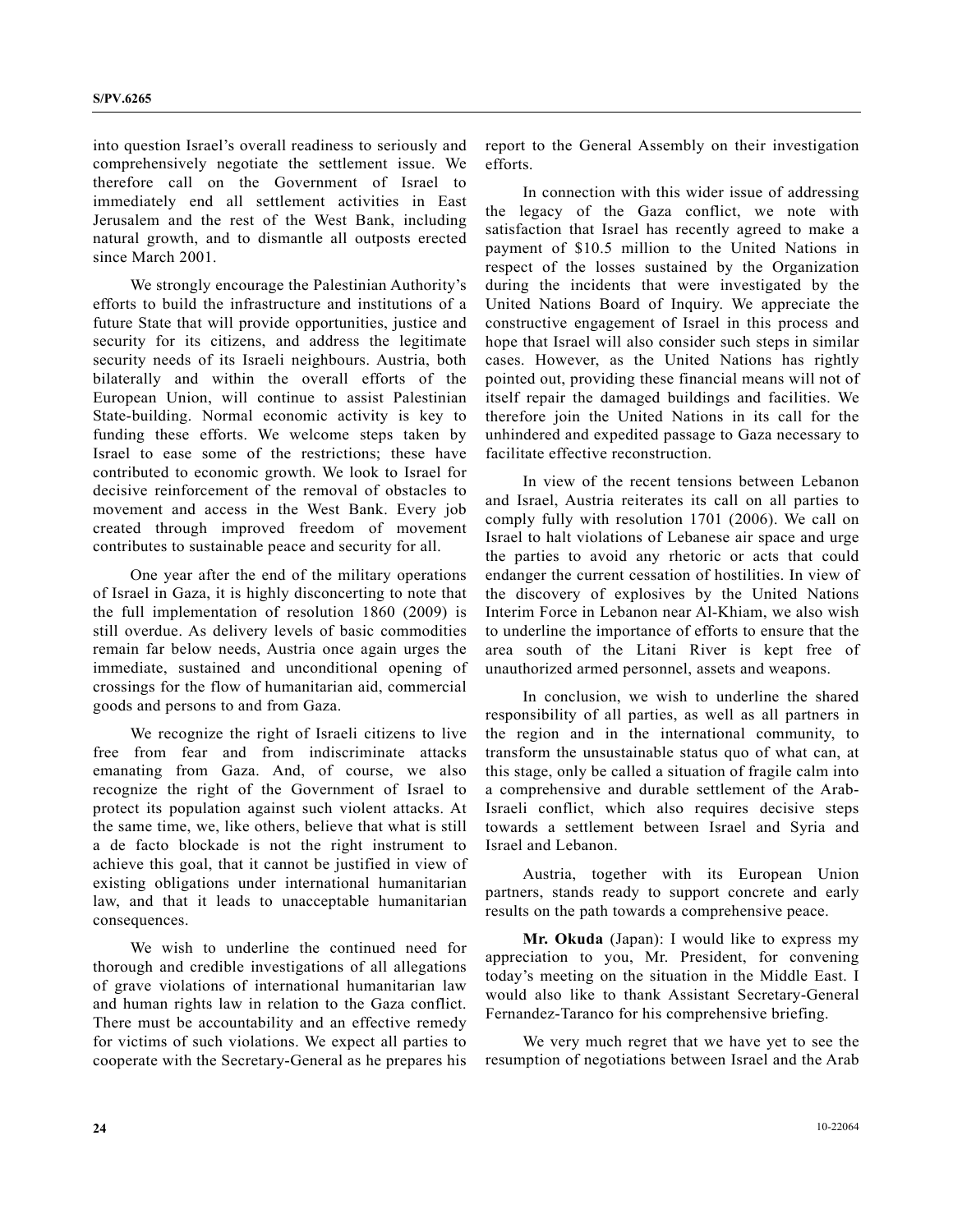into question Israel's overall readiness to seriously and comprehensively negotiate the settlement issue. We therefore call on the Government of Israel to immediately end all settlement activities in East Jerusalem and the rest of the West Bank, including natural growth, and to dismantle all outposts erected since March 2001.

We strongly encourage the Palestinian Authority's efforts to build the infrastructure and institutions of a future State that will provide opportunities, justice and security for its citizens, and address the legitimate security needs of its Israeli neighbours. Austria, both bilaterally and within the overall efforts of the European Union, will continue to assist Palestinian State-building. Normal economic activity is key to funding these efforts. We welcome steps taken by Israel to ease some of the restrictions; these have contributed to economic growth. We look to Israel for decisive reinforcement of the removal of obstacles to movement and access in the West Bank. Every job created through improved freedom of movement contributes to sustainable peace and security for all.

One year after the end of the military operations of Israel in Gaza, it is highly disconcerting to note that the full implementation of resolution 1860 (2009) is still overdue. As delivery levels of basic commodities remain far below needs, Austria once again urges the immediate, sustained and unconditional opening of crossings for the flow of humanitarian aid, commercial goods and persons to and from Gaza.

We recognize the right of Israeli citizens to live free from fear and from indiscriminate attacks emanating from Gaza. And, of course, we also recognize the right of the Government of Israel to protect its population against such violent attacks. At the same time, we, like others, believe that what is still a de facto blockade is not the right instrument to achieve this goal, that it cannot be justified in view of existing obligations under international humanitarian law, and that it leads to unacceptable humanitarian consequences.

We wish to underline the continued need for thorough and credible investigations of all allegations of grave violations of international humanitarian law and human rights law in relation to the Gaza conflict. There must be accountability and an effective remedy for victims of such violations. We expect all parties to cooperate with the Secretary-General as he prepares his report to the General Assembly on their investigation efforts.

In connection with this wider issue of addressing the legacy of the Gaza conflict, we note with satisfaction that Israel has recently agreed to make a payment of $10.5 million to the United Nations in respect of the losses sustained by the Organization during the incidents that were investigated by the United Nations Board of Inquiry. We appreciate the constructive engagement of Israel in this process and hope that Israel will also consider such steps in similar cases. However, as the United Nations has rightly pointed out, providing these financial means will not of itself repair the damaged buildings and facilities. We therefore join the United Nations in its call for the unhindered and expedited passage to Gaza necessary to facilitate effective reconstruction.

In view of the recent tensions between Lebanon and Israel, Austria reiterates its call on all parties to comply fully with resolution 1701 (2006). We call on Israel to halt violations of Lebanese air space and urge the parties to avoid any rhetoric or acts that could endanger the current cessation of hostilities. In view of the discovery of explosives by the United Nations Interim Force in Lebanon near Al-Khiam, we also wish to underline the importance of efforts to ensure that the area south of the Litani River is kept free of unauthorized armed personnel, assets and weapons.

In conclusion, we wish to underline the shared responsibility of all parties, as well as all partners in the region and in the international community, to transform the unsustainable status quo of what can, at this stage, only be called a situation of fragile calm into a comprehensive and durable settlement of the Arab-Israeli conflict, which also requires decisive steps towards a settlement between Israel and Syria and Israel and Lebanon.

Austria, together with its European Union partners, stands ready to support concrete and early results on the path towards a comprehensive peace.

**Mr. Okuda** (Japan): I would like to express my appreciation to you, Mr. President, for convening today's meeting on the situation in the Middle East. I would also like to thank Assistant Secretary-General Fernandez-Taranco for his comprehensive briefing.

We very much regret that we have yet to see the resumption of negotiations between Israel and the Arab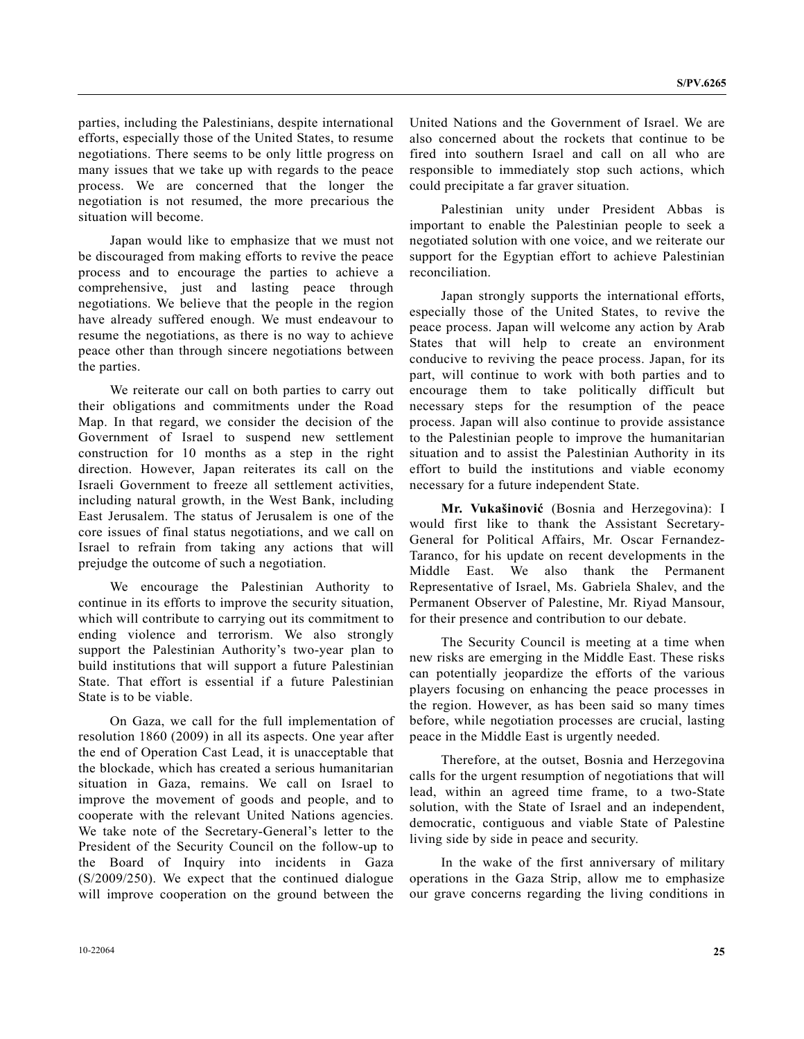parties, including the Palestinians, despite international efforts, especially those of the United States, to resume negotiations. There seems to be only little progress on many issues that we take up with regards to the peace process. We are concerned that the longer the negotiation is not resumed, the more precarious the situation will become.

Japan would like to emphasize that we must not be discouraged from making efforts to revive the peace process and to encourage the parties to achieve a comprehensive, just and lasting peace through negotiations. We believe that the people in the region have already suffered enough. We must endeavour to resume the negotiations, as there is no way to achieve peace other than through sincere negotiations between the parties.

We reiterate our call on both parties to carry out their obligations and commitments under the Road Map. In that regard, we consider the decision of the Government of Israel to suspend new settlement construction for 10 months as a step in the right direction. However, Japan reiterates its call on the Israeli Government to freeze all settlement activities, including natural growth, in the West Bank, including East Jerusalem. The status of Jerusalem is one of the core issues of final status negotiations, and we call on Israel to refrain from taking any actions that will prejudge the outcome of such a negotiation.

We encourage the Palestinian Authority to continue in its efforts to improve the security situation, which will contribute to carrying out its commitment to ending violence and terrorism. We also strongly support the Palestinian Authority's two-year plan to build institutions that will support a future Palestinian State. That effort is essential if a future Palestinian State is to be viable.

On Gaza, we call for the full implementation of resolution 1860 (2009) in all its aspects. One year after the end of Operation Cast Lead, it is unacceptable that the blockade, which has created a serious humanitarian situation in Gaza, remains. We call on Israel to improve the movement of goods and people, and to cooperate with the relevant United Nations agencies. We take note of the Secretary-General's letter to the President of the Security Council on the follow-up to the Board of Inquiry into incidents in Gaza (S/2009/250). We expect that the continued dialogue will improve cooperation on the ground between the United Nations and the Government of Israel. We are also concerned about the rockets that continue to be fired into southern Israel and call on all who are responsible to immediately stop such actions, which could precipitate a far graver situation.

Palestinian unity under President Abbas is important to enable the Palestinian people to seek a negotiated solution with one voice, and we reiterate our support for the Egyptian effort to achieve Palestinian reconciliation.

Japan strongly supports the international efforts, especially those of the United States, to revive the peace process. Japan will welcome any action by Arab States that will help to create an environment conducive to reviving the peace process. Japan, for its part, will continue to work with both parties and to encourage them to take politically difficult but necessary steps for the resumption of the peace process. Japan will also continue to provide assistance to the Palestinian people to improve the humanitarian situation and to assist the Palestinian Authority in its effort to build the institutions and viable economy necessary for a future independent State.

**Mr. Vukašinović** (Bosnia and Herzegovina): I would first like to thank the Assistant Secretary-General for Political Affairs, Mr. Oscar Fernandez-Taranco, for his update on recent developments in the Middle East. We also thank the Permanent Representative of Israel, Ms. Gabriela Shalev, and the Permanent Observer of Palestine, Mr. Riyad Mansour, for their presence and contribution to our debate.

The Security Council is meeting at a time when new risks are emerging in the Middle East. These risks can potentially jeopardize the efforts of the various players focusing on enhancing the peace processes in the region. However, as has been said so many times before, while negotiation processes are crucial, lasting peace in the Middle East is urgently needed.

Therefore, at the outset, Bosnia and Herzegovina calls for the urgent resumption of negotiations that will lead, within an agreed time frame, to a two-State solution, with the State of Israel and an independent, democratic, contiguous and viable State of Palestine living side by side in peace and security.

In the wake of the first anniversary of military operations in the Gaza Strip, allow me to emphasize our grave concerns regarding the living conditions in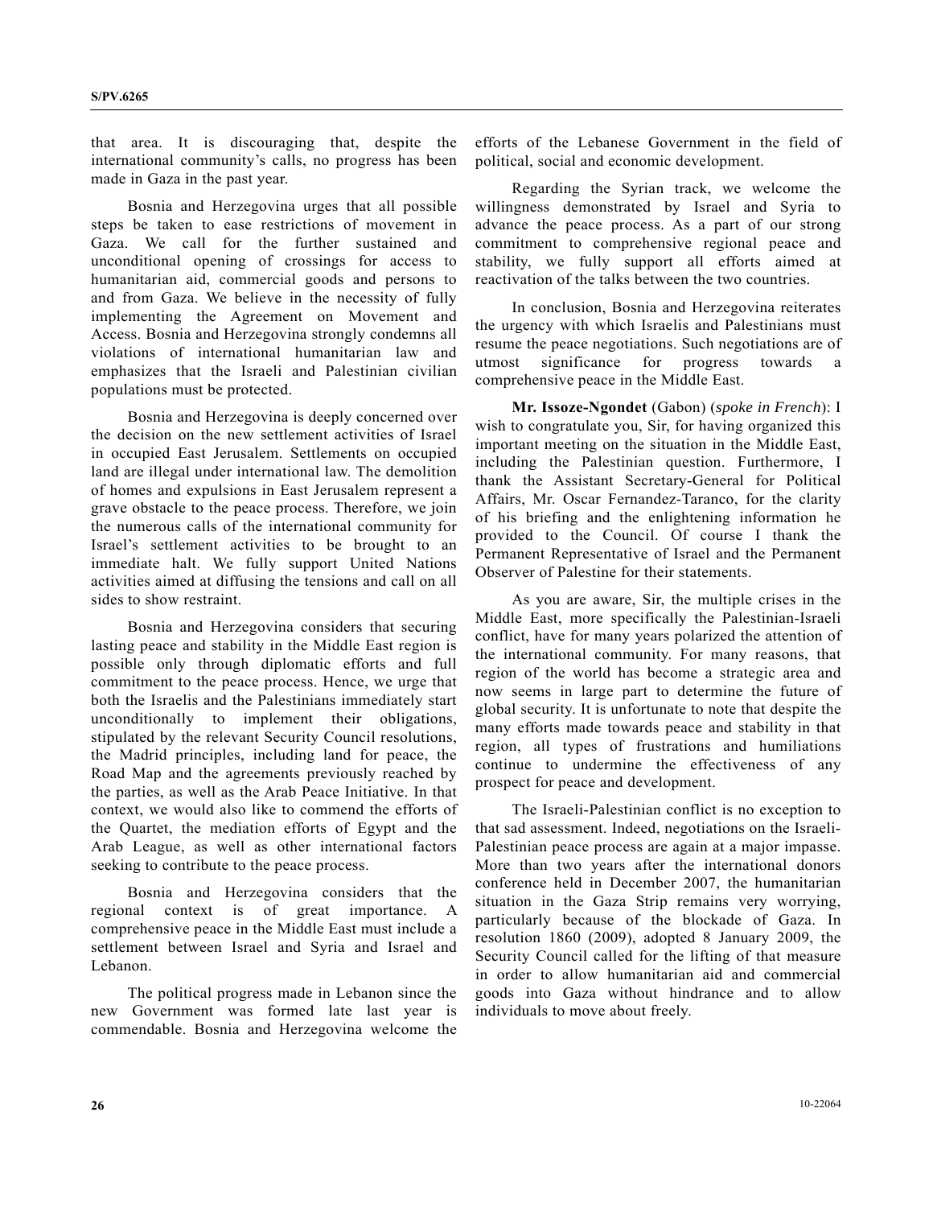that area. It is discouraging that, despite the international community's calls, no progress has been made in Gaza in the past year.

Bosnia and Herzegovina urges that all possible steps be taken to ease restrictions of movement in Gaza. We call for the further sustained and unconditional opening of crossings for access to humanitarian aid, commercial goods and persons to and from Gaza. We believe in the necessity of fully implementing the Agreement on Movement and Access. Bosnia and Herzegovina strongly condemns all violations of international humanitarian law and emphasizes that the Israeli and Palestinian civilian populations must be protected.

Bosnia and Herzegovina is deeply concerned over the decision on the new settlement activities of Israel in occupied East Jerusalem. Settlements on occupied land are illegal under international law. The demolition of homes and expulsions in East Jerusalem represent a grave obstacle to the peace process. Therefore, we join the numerous calls of the international community for Israel's settlement activities to be brought to an immediate halt. We fully support United Nations activities aimed at diffusing the tensions and call on all sides to show restraint.

Bosnia and Herzegovina considers that securing lasting peace and stability in the Middle East region is possible only through diplomatic efforts and full commitment to the peace process. Hence, we urge that both the Israelis and the Palestinians immediately start unconditionally to implement their obligations, stipulated by the relevant Security Council resolutions, the Madrid principles, including land for peace, the Road Map and the agreements previously reached by the parties, as well as the Arab Peace Initiative. In that context, we would also like to commend the efforts of the Quartet, the mediation efforts of Egypt and the Arab League, as well as other international factors seeking to contribute to the peace process.

Bosnia and Herzegovina considers that the regional context is of great importance. A comprehensive peace in the Middle East must include a settlement between Israel and Syria and Israel and Lebanon.

The political progress made in Lebanon since the new Government was formed late last year is commendable. Bosnia and Herzegovina welcome the efforts of the Lebanese Government in the field of political, social and economic development.

Regarding the Syrian track, we welcome the willingness demonstrated by Israel and Syria to advance the peace process. As a part of our strong commitment to comprehensive regional peace and stability, we fully support all efforts aimed at reactivation of the talks between the two countries.

In conclusion, Bosnia and Herzegovina reiterates the urgency with which Israelis and Palestinians must resume the peace negotiations. Such negotiations are of utmost significance for progress towards a comprehensive peace in the Middle East.

**Mr. Issoze-Ngondet** (Gabon) (*spoke in French*): I wish to congratulate you, Sir, for having organized this important meeting on the situation in the Middle East, including the Palestinian question. Furthermore, I thank the Assistant Secretary-General for Political Affairs, Mr. Oscar Fernandez-Taranco, for the clarity of his briefing and the enlightening information he provided to the Council. Of course I thank the Permanent Representative of Israel and the Permanent Observer of Palestine for their statements.

As you are aware, Sir, the multiple crises in the Middle East, more specifically the Palestinian-Israeli conflict, have for many years polarized the attention of the international community. For many reasons, that region of the world has become a strategic area and now seems in large part to determine the future of global security. It is unfortunate to note that despite the many efforts made towards peace and stability in that region, all types of frustrations and humiliations continue to undermine the effectiveness of any prospect for peace and development.

The Israeli-Palestinian conflict is no exception to that sad assessment. Indeed, negotiations on the Israeli-Palestinian peace process are again at a major impasse. More than two years after the international donors conference held in December 2007, the humanitarian situation in the Gaza Strip remains very worrying, particularly because of the blockade of Gaza. In resolution 1860 (2009), adopted 8 January 2009, the Security Council called for the lifting of that measure in order to allow humanitarian aid and commercial goods into Gaza without hindrance and to allow individuals to move about freely.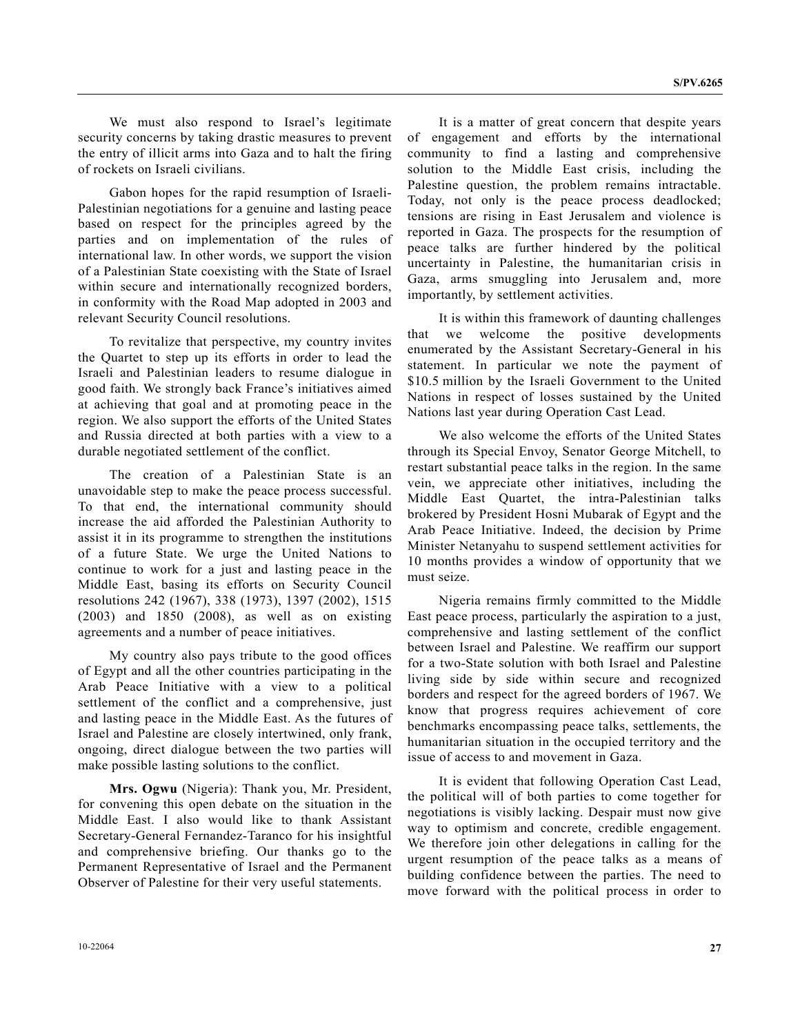We must also respond to Israel's legitimate security concerns by taking drastic measures to prevent the entry of illicit arms into Gaza and to halt the firing of rockets on Israeli civilians.

Gabon hopes for the rapid resumption of Israeli-Palestinian negotiations for a genuine and lasting peace based on respect for the principles agreed by the parties and on implementation of the rules of international law. In other words, we support the vision of a Palestinian State coexisting with the State of Israel within secure and internationally recognized borders, in conformity with the Road Map adopted in 2003 and relevant Security Council resolutions.

To revitalize that perspective, my country invites the Quartet to step up its efforts in order to lead the Israeli and Palestinian leaders to resume dialogue in good faith. We strongly back France's initiatives aimed at achieving that goal and at promoting peace in the region. We also support the efforts of the United States and Russia directed at both parties with a view to a durable negotiated settlement of the conflict.

The creation of a Palestinian State is an unavoidable step to make the peace process successful. To that end, the international community should increase the aid afforded the Palestinian Authority to assist it in its programme to strengthen the institutions of a future State. We urge the United Nations to continue to work for a just and lasting peace in the Middle East, basing its efforts on Security Council resolutions 242 (1967), 338 (1973), 1397 (2002), 1515 (2003) and 1850 (2008), as well as on existing agreements and a number of peace initiatives.

My country also pays tribute to the good offices of Egypt and all the other countries participating in the Arab Peace Initiative with a view to a political settlement of the conflict and a comprehensive, just and lasting peace in the Middle East. As the futures of Israel and Palestine are closely intertwined, only frank, ongoing, direct dialogue between the two parties will make possible lasting solutions to the conflict.

**Mrs. Ogwu** (Nigeria): Thank you, Mr. President, for convening this open debate on the situation in the Middle East. I also would like to thank Assistant Secretary-General Fernandez-Taranco for his insightful and comprehensive briefing. Our thanks go to the Permanent Representative of Israel and the Permanent Observer of Palestine for their very useful statements.

It is a matter of great concern that despite years of engagement and efforts by the international community to find a lasting and comprehensive solution to the Middle East crisis, including the Palestine question, the problem remains intractable. Today, not only is the peace process deadlocked; tensions are rising in East Jerusalem and violence is reported in Gaza. The prospects for the resumption of peace talks are further hindered by the political uncertainty in Palestine, the humanitarian crisis in Gaza, arms smuggling into Jerusalem and, more importantly, by settlement activities.

It is within this framework of daunting challenges that we welcome the positive developments enumerated by the Assistant Secretary-General in his statement. In particular we note the payment of $10.5 million by the Israeli Government to the United Nations in respect of losses sustained by the United Nations last year during Operation Cast Lead.

We also welcome the efforts of the United States through its Special Envoy, Senator George Mitchell, to restart substantial peace talks in the region. In the same vein, we appreciate other initiatives, including the Middle East Quartet, the intra-Palestinian talks brokered by President Hosni Mubarak of Egypt and the Arab Peace Initiative. Indeed, the decision by Prime Minister Netanyahu to suspend settlement activities for 10 months provides a window of opportunity that we must seize.

Nigeria remains firmly committed to the Middle East peace process, particularly the aspiration to a just, comprehensive and lasting settlement of the conflict between Israel and Palestine. We reaffirm our support for a two-State solution with both Israel and Palestine living side by side within secure and recognized borders and respect for the agreed borders of 1967. We know that progress requires achievement of core benchmarks encompassing peace talks, settlements, the humanitarian situation in the occupied territory and the issue of access to and movement in Gaza.

It is evident that following Operation Cast Lead, the political will of both parties to come together for negotiations is visibly lacking. Despair must now give way to optimism and concrete, credible engagement. We therefore join other delegations in calling for the urgent resumption of the peace talks as a means of building confidence between the parties. The need to move forward with the political process in order to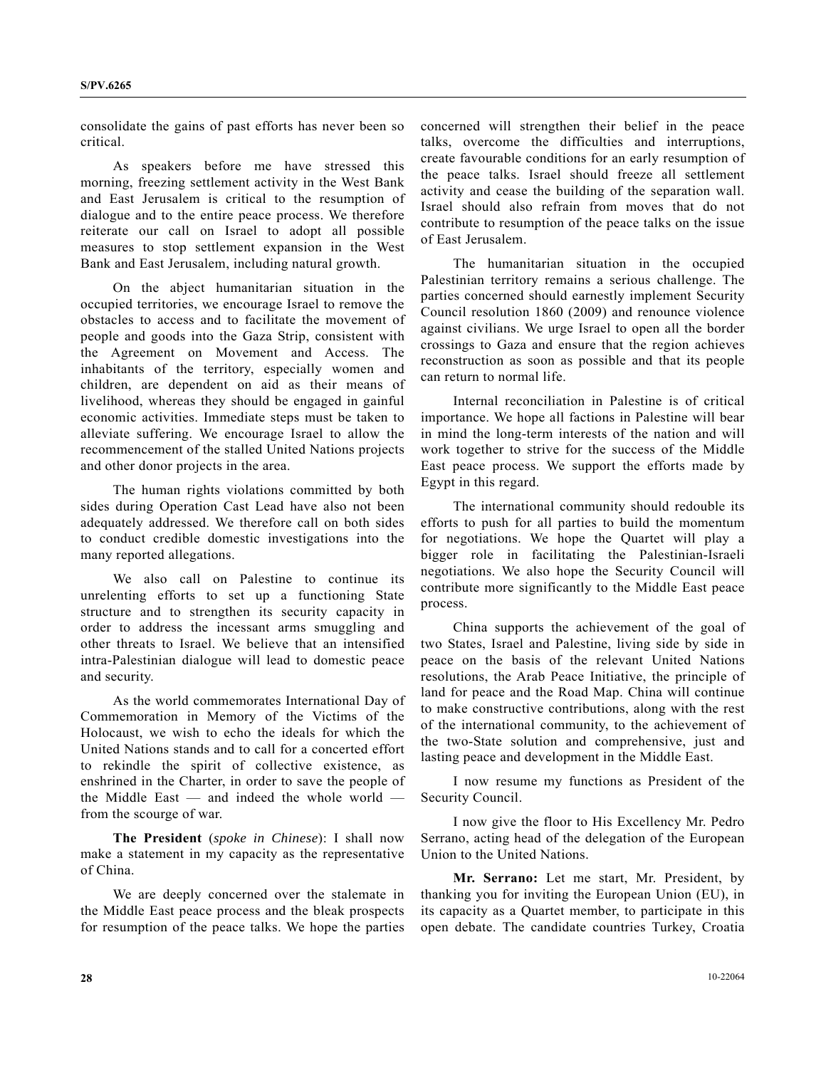consolidate the gains of past efforts has never been so critical.

As speakers before me have stressed this morning, freezing settlement activity in the West Bank and East Jerusalem is critical to the resumption of dialogue and to the entire peace process. We therefore reiterate our call on Israel to adopt all possible measures to stop settlement expansion in the West Bank and East Jerusalem, including natural growth.

On the abject humanitarian situation in the occupied territories, we encourage Israel to remove the obstacles to access and to facilitate the movement of people and goods into the Gaza Strip, consistent with the Agreement on Movement and Access. The inhabitants of the territory, especially women and children, are dependent on aid as their means of livelihood, whereas they should be engaged in gainful economic activities. Immediate steps must be taken to alleviate suffering. We encourage Israel to allow the recommencement of the stalled United Nations projects and other donor projects in the area.

The human rights violations committed by both sides during Operation Cast Lead have also not been adequately addressed. We therefore call on both sides to conduct credible domestic investigations into the many reported allegations.

We also call on Palestine to continue its unrelenting efforts to set up a functioning State structure and to strengthen its security capacity in order to address the incessant arms smuggling and other threats to Israel. We believe that an intensified intra-Palestinian dialogue will lead to domestic peace and security.

As the world commemorates International Day of Commemoration in Memory of the Victims of the Holocaust, we wish to echo the ideals for which the United Nations stands and to call for a concerted effort to rekindle the spirit of collective existence, as enshrined in the Charter, in order to save the people of the Middle East — and indeed the whole world — from the scourge of war.

**The President** (*spoke in Chinese*): I shall now make a statement in my capacity as the representative of China.

We are deeply concerned over the stalemate in the Middle East peace process and the bleak prospects for resumption of the peace talks. We hope the parties concerned will strengthen their belief in the peace talks, overcome the difficulties and interruptions, create favourable conditions for an early resumption of the peace talks. Israel should freeze all settlement activity and cease the building of the separation wall. Israel should also refrain from moves that do not contribute to resumption of the peace talks on the issue of East Jerusalem.

The humanitarian situation in the occupied Palestinian territory remains a serious challenge. The parties concerned should earnestly implement Security Council resolution 1860 (2009) and renounce violence against civilians. We urge Israel to open all the border crossings to Gaza and ensure that the region achieves reconstruction as soon as possible and that its people can return to normal life.

Internal reconciliation in Palestine is of critical importance. We hope all factions in Palestine will bear in mind the long-term interests of the nation and will work together to strive for the success of the Middle East peace process. We support the efforts made by Egypt in this regard.

The international community should redouble its efforts to push for all parties to build the momentum for negotiations. We hope the Quartet will play a bigger role in facilitating the Palestinian-Israeli negotiations. We also hope the Security Council will contribute more significantly to the Middle East peace process.

China supports the achievement of the goal of two States, Israel and Palestine, living side by side in peace on the basis of the relevant United Nations resolutions, the Arab Peace Initiative, the principle of land for peace and the Road Map. China will continue to make constructive contributions, along with the rest of the international community, to the achievement of the two-State solution and comprehensive, just and lasting peace and development in the Middle East.

I now resume my functions as President of the Security Council.

I now give the floor to His Excellency Mr. Pedro Serrano, acting head of the delegation of the European Union to the United Nations.

**Mr. Serrano:** Let me start, Mr. President, by thanking you for inviting the European Union (EU), in its capacity as a Quartet member, to participate in this open debate. The candidate countries Turkey, Croatia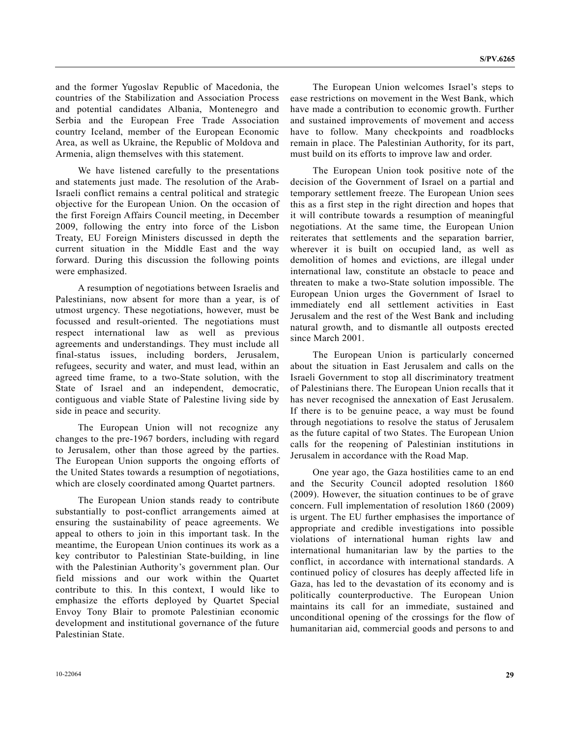and the former Yugoslav Republic of Macedonia, the countries of the Stabilization and Association Process and potential candidates Albania, Montenegro and Serbia and the European Free Trade Association country Iceland, member of the European Economic Area, as well as Ukraine, the Republic of Moldova and Armenia, align themselves with this statement.

We have listened carefully to the presentations and statements just made. The resolution of the Arab-Israeli conflict remains a central political and strategic objective for the European Union. On the occasion of the first Foreign Affairs Council meeting, in December 2009, following the entry into force of the Lisbon Treaty, EU Foreign Ministers discussed in depth the current situation in the Middle East and the way forward. During this discussion the following points were emphasized.

A resumption of negotiations between Israelis and Palestinians, now absent for more than a year, is of utmost urgency. These negotiations, however, must be focussed and result-oriented. The negotiations must respect international law as well as previous agreements and understandings. They must include all final-status issues, including borders, Jerusalem, refugees, security and water, and must lead, within an agreed time frame, to a two-State solution, with the State of Israel and an independent, democratic, contiguous and viable State of Palestine living side by side in peace and security.

The European Union will not recognize any changes to the pre-1967 borders, including with regard to Jerusalem, other than those agreed by the parties. The European Union supports the ongoing efforts of the United States towards a resumption of negotiations, which are closely coordinated among Quartet partners.

The European Union stands ready to contribute substantially to post-conflict arrangements aimed at ensuring the sustainability of peace agreements. We appeal to others to join in this important task. In the meantime, the European Union continues its work as a key contributor to Palestinian State-building, in line with the Palestinian Authority's government plan. Our field missions and our work within the Quartet contribute to this. In this context, I would like to emphasize the efforts deployed by Quartet Special Envoy Tony Blair to promote Palestinian economic development and institutional governance of the future Palestinian State.

The European Union welcomes Israel's steps to ease restrictions on movement in the West Bank, which have made a contribution to economic growth. Further and sustained improvements of movement and access have to follow. Many checkpoints and roadblocks remain in place. The Palestinian Authority, for its part, must build on its efforts to improve law and order.

The European Union took positive note of the decision of the Government of Israel on a partial and temporary settlement freeze. The European Union sees this as a first step in the right direction and hopes that it will contribute towards a resumption of meaningful negotiations. At the same time, the European Union reiterates that settlements and the separation barrier, wherever it is built on occupied land, as well as demolition of homes and evictions, are illegal under international law, constitute an obstacle to peace and threaten to make a two-State solution impossible. The European Union urges the Government of Israel to immediately end all settlement activities in East Jerusalem and the rest of the West Bank and including natural growth, and to dismantle all outposts erected since March 2001.

The European Union is particularly concerned about the situation in East Jerusalem and calls on the Israeli Government to stop all discriminatory treatment of Palestinians there. The European Union recalls that it has never recognised the annexation of East Jerusalem. If there is to be genuine peace, a way must be found through negotiations to resolve the status of Jerusalem as the future capital of two States. The European Union calls for the reopening of Palestinian institutions in Jerusalem in accordance with the Road Map.

One year ago, the Gaza hostilities came to an end and the Security Council adopted resolution 1860 (2009). However, the situation continues to be of grave concern. Full implementation of resolution 1860 (2009) is urgent. The EU further emphasises the importance of appropriate and credible investigations into possible violations of international human rights law and international humanitarian law by the parties to the conflict, in accordance with international standards. A continued policy of closures has deeply affected life in Gaza, has led to the devastation of its economy and is politically counterproductive. The European Union maintains its call for an immediate, sustained and unconditional opening of the crossings for the flow of humanitarian aid, commercial goods and persons to and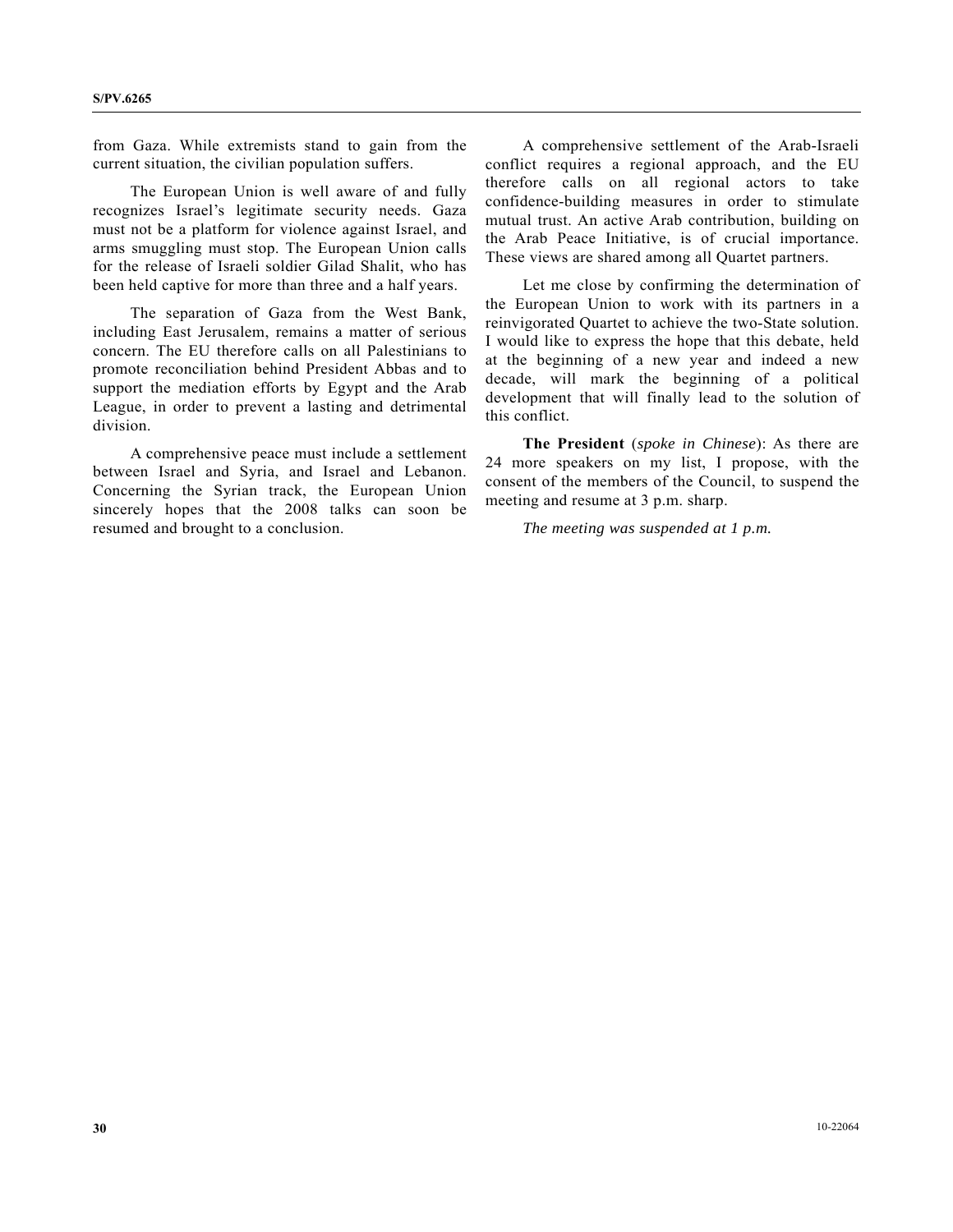from Gaza. While extremists stand to gain from the current situation, the civilian population suffers.

The European Union is well aware of and fully recognizes Israel's legitimate security needs. Gaza must not be a platform for violence against Israel, and arms smuggling must stop. The European Union calls for the release of Israeli soldier Gilad Shalit, who has been held captive for more than three and a half years.

The separation of Gaza from the West Bank, including East Jerusalem, remains a matter of serious concern. The EU therefore calls on all Palestinians to promote reconciliation behind President Abbas and to support the mediation efforts by Egypt and the Arab League, in order to prevent a lasting and detrimental division.

A comprehensive peace must include a settlement between Israel and Syria, and Israel and Lebanon. Concerning the Syrian track, the European Union sincerely hopes that the 2008 talks can soon be resumed and brought to a conclusion.

A comprehensive settlement of the Arab-Israeli conflict requires a regional approach, and the EU therefore calls on all regional actors to take confidence-building measures in order to stimulate mutual trust. An active Arab contribution, building on the Arab Peace Initiative, is of crucial importance. These views are shared among all Quartet partners.

Let me close by confirming the determination of the European Union to work with its partners in a reinvigorated Quartet to achieve the two-State solution. I would like to express the hope that this debate, held at the beginning of a new year and indeed a new decade, will mark the beginning of a political development that will finally lead to the solution of this conflict.

**The President** (*spoke in Chinese*): As there are 24 more speakers on my list, I propose, with the consent of the members of the Council, to suspend the meeting and resume at 3 p.m. sharp.

*The meeting was suspended at 1 p.m.*